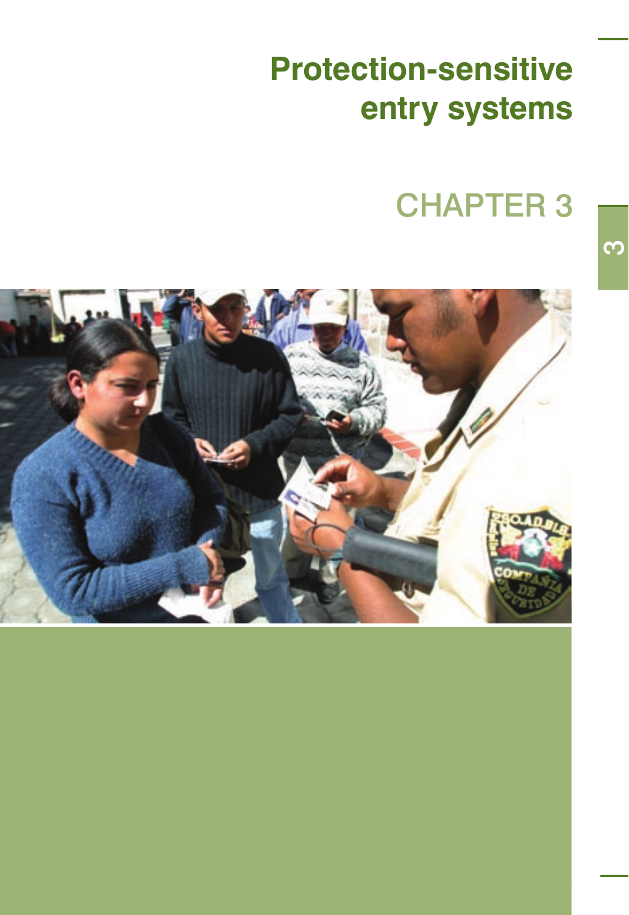# Protection-sensitive entry systems

## CHAPTER 3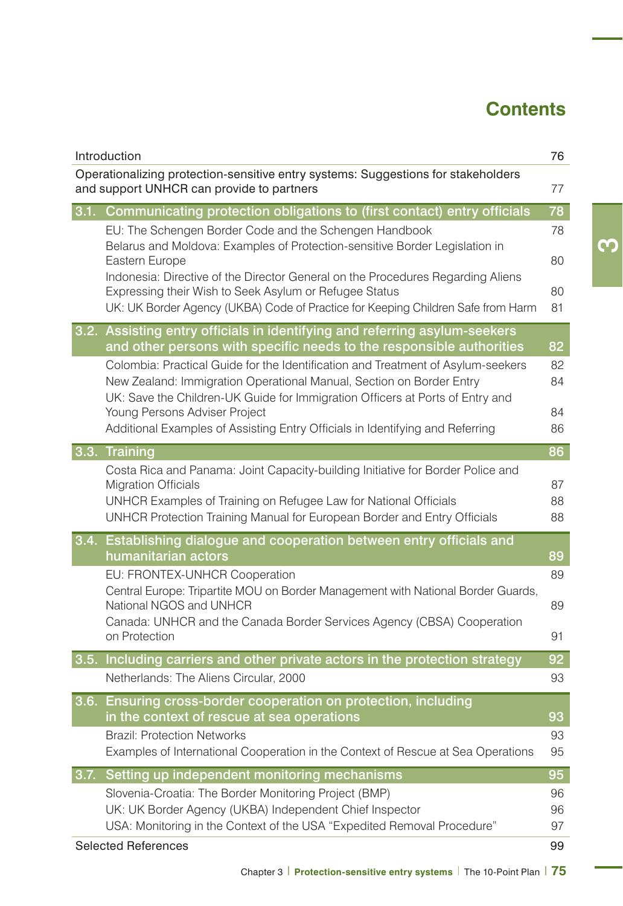# Contents

| | |
|---|---|
| Introduction | 76 |
| Operationalizing protection-sensitive entry systems: Suggestions for stakeholders and support UNHCR can provide to partners | 77 |
| **3.1. Communicating protection obligations to (first contact) entry officials** | **78** |
| EU: The Schengen Border Code and the Schengen Handbook | 78 |
| Belarus and Moldova: Examples of Protection-sensitive Border Legislation in Eastern Europe | 80 |
| Indonesia: Directive of the Director General on the Procedures Regarding Aliens Expressing their Wish to Seek Asylum or Refugee Status | 80 |
| UK: UK Border Agency (UKBA) Code of Practice for Keeping Children Safe from Harm | 81 |
| **3.2. Assisting entry officials in identifying and referring asylum-seekers and other persons with specific needs to the responsible authorities** | **82** |
| Colombia: Practical Guide for the Identification and Treatment of Asylum-seekers | 82 |
| New Zealand: Immigration Operational Manual, Section on Border Entry | 84 |
| UK: Save the Children-UK Guide for Immigration Officers at Ports of Entry and Young Persons Adviser Project | 84 |
| Additional Examples of Assisting Entry Officials in Identifying and Referring | 86 |
| **3.3. Training** | **86** |
| Costa Rica and Panama: Joint Capacity-building Initiative for Border Police and Migration Officials | 87 |
| UNHCR Examples of Training on Refugee Law for National Officials | 88 |
| UNHCR Protection Training Manual for European Border and Entry Officials | 88 |
| **3.4. Establishing dialogue and cooperation between entry officials and humanitarian actors** | **89** |
| EU: FRONTEX-UNHCR Cooperation | 89 |
| Central Europe: Tripartite MOU on Border Management with National Border Guards, National NGOS and UNHCR | 89 |
| Canada: UNHCR and the Canada Border Services Agency (CBSA) Cooperation on Protection | 91 |
| **3.5. Including carriers and other private actors in the protection strategy** | **92** |
| Netherlands: The Aliens Circular, 2000 | 93 |
| **3.6. Ensuring cross-border cooperation on protection, including in the context of rescue at sea operations** | **93** |
| Brazil: Protection Networks | 93 |
| Examples of International Cooperation in the Context of Rescue at Sea Operations | 95 |
| **3.7. Setting up independent monitoring mechanisms** | **95** |
| Slovenia-Croatia: The Border Monitoring Project (BMP) | 96 |
| UK: UK Border Agency (UKBA) Independent Chief Inspector | 96 |
| USA: Monitoring in the Context of the USA "Expedited Removal Procedure" | 97 |
| Selected References | 99 |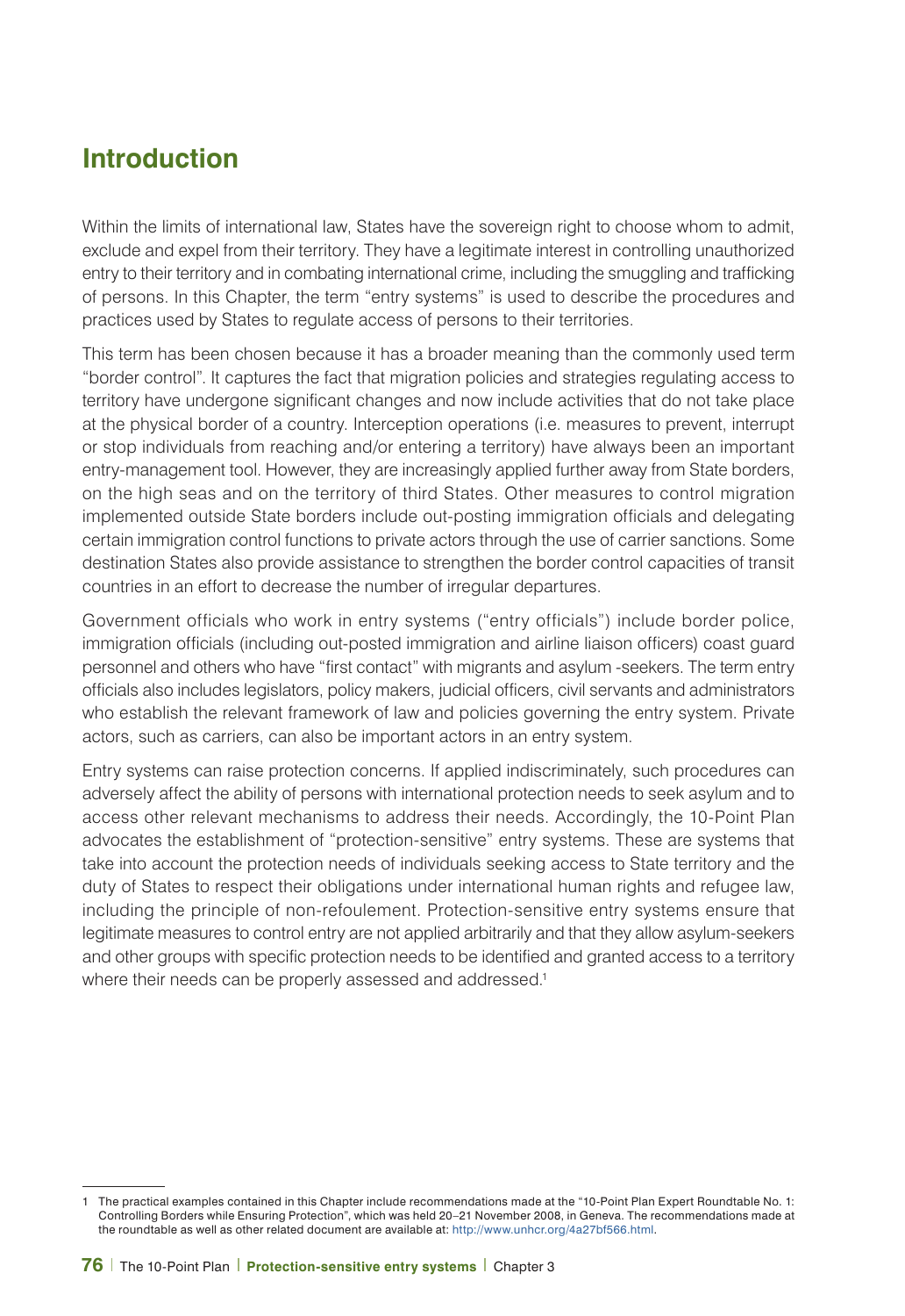## Introduction

Within the limits of international law, States have the sovereign right to choose whom to admit, exclude and expel from their territory. They have a legitimate interest in controlling unauthorized entry to their territory and in combating international crime, including the smuggling and trafficking of persons. In this Chapter, the term "entry systems" is used to describe the procedures and practices used by States to regulate access of persons to their territories.

This term has been chosen because it has a broader meaning than the commonly used term "border control". It captures the fact that migration policies and strategies regulating access to territory have undergone significant changes and now include activities that do not take place at the physical border of a country. Interception operations (i.e. measures to prevent, interrupt or stop individuals from reaching and/or entering a territory) have always been an important entry-management tool. However, they are increasingly applied further away from State borders, on the high seas and on the territory of third States. Other measures to control migration implemented outside State borders include out-posting immigration officials and delegating certain immigration control functions to private actors through the use of carrier sanctions. Some destination States also provide assistance to strengthen the border control capacities of transit countries in an effort to decrease the number of irregular departures.

Government officials who work in entry systems ("entry officials") include border police, immigration officials (including out-posted immigration and airline liaison officers) coast guard personnel and others who have "first contact" with migrants and asylum -seekers. The term entry officials also includes legislators, policy makers, judicial officers, civil servants and administrators who establish the relevant framework of law and policies governing the entry system. Private actors, such as carriers, can also be important actors in an entry system.

Entry systems can raise protection concerns. If applied indiscriminately, such procedures can adversely affect the ability of persons with international protection needs to seek asylum and to access other relevant mechanisms to address their needs. Accordingly, the 10-Point Plan advocates the establishment of "protection-sensitive" entry systems. These are systems that take into account the protection needs of individuals seeking access to State territory and the duty of States to respect their obligations under international human rights and refugee law, including the principle of non-refoulement. Protection-sensitive entry systems ensure that legitimate measures to control entry are not applied arbitrarily and that they allow asylum-seekers and other groups with specific protection needs to be identified and granted access to a territory where their needs can be properly assessed and addressed.[1]

---

1 The practical examples contained in this Chapter include recommendations made at the "10-Point Plan Expert Roundtable No. 1: Controlling Borders while Ensuring Protection", which was held 20–21 November 2008, in Geneva. The recommendations made at the roundtable as well as other related document are available at: http://www.unhcr.org/4a27bf566.html.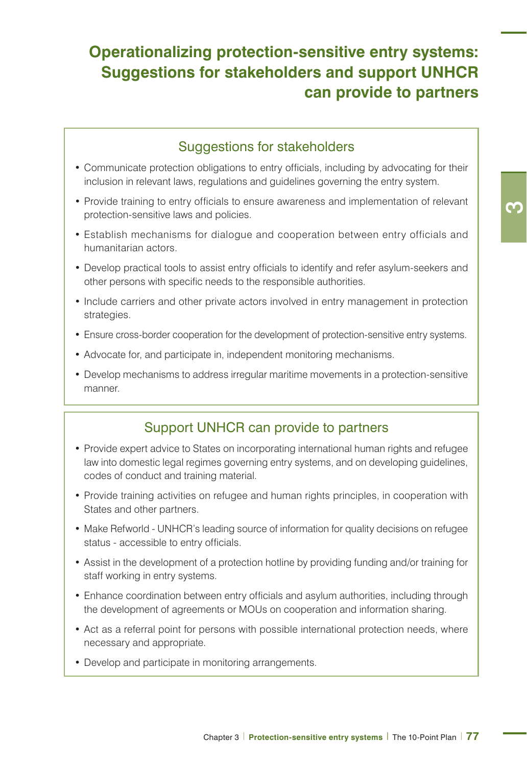# Operationalizing protection-sensitive entry systems: Suggestions for stakeholders and support UNHCR can provide to partners

## Suggestions for stakeholders

- Communicate protection obligations to entry officials, including by advocating for their inclusion in relevant laws, regulations and guidelines governing the entry system.
- Provide training to entry officials to ensure awareness and implementation of relevant protection-sensitive laws and policies.
- Establish mechanisms for dialogue and cooperation between entry officials and humanitarian actors.
- Develop practical tools to assist entry officials to identify and refer asylum-seekers and other persons with specific needs to the responsible authorities.
- Include carriers and other private actors involved in entry management in protection strategies.
- Ensure cross-border cooperation for the development of protection-sensitive entry systems.
- Advocate for, and participate in, independent monitoring mechanisms.
- Develop mechanisms to address irregular maritime movements in a protection-sensitive manner.

## Support UNHCR can provide to partners

- Provide expert advice to States on incorporating international human rights and refugee law into domestic legal regimes governing entry systems, and on developing guidelines, codes of conduct and training material.
- Provide training activities on refugee and human rights principles, in cooperation with States and other partners.
- Make Refworld - UNHCR's leading source of information for quality decisions on refugee status - accessible to entry officials.
- Assist in the development of a protection hotline by providing funding and/or training for staff working in entry systems.
- Enhance coordination between entry officials and asylum authorities, including through the development of agreements or MOUs on cooperation and information sharing.
- Act as a referral point for persons with possible international protection needs, where necessary and appropriate.
- Develop and participate in monitoring arrangements.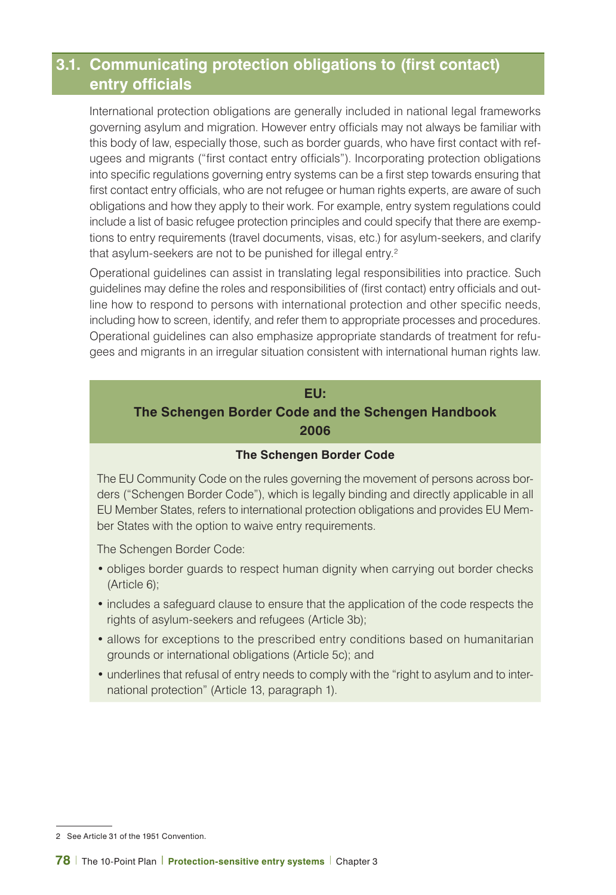## 3.1. Communicating protection obligations to (first contact) entry officials

International protection obligations are generally included in national legal frameworks governing asylum and migration. However entry officials may not always be familiar with this body of law, especially those, such as border guards, who have first contact with refugees and migrants ("first contact entry officials"). Incorporating protection obligations into specific regulations governing entry systems can be a first step towards ensuring that first contact entry officials, who are not refugee or human rights experts, are aware of such obligations and how they apply to their work. For example, entry system regulations could include a list of basic refugee protection principles and could specify that there are exemptions to entry requirements (travel documents, visas, etc.) for asylum-seekers, and clarify that asylum-seekers are not to be punished for illegal entry.[2]

Operational guidelines can assist in translating legal responsibilities into practice. Such guidelines may define the roles and responsibilities of (first contact) entry officials and outline how to respond to persons with international protection and other specific needs, including how to screen, identify, and refer them to appropriate processes and procedures. Operational guidelines can also emphasize appropriate standards of treatment for refugees and migrants in an irregular situation consistent with international human rights law.

### EU: The Schengen Border Code and the Schengen Handbook 2006

#### The Schengen Border Code

The EU Community Code on the rules governing the movement of persons across borders ("Schengen Border Code"), which is legally binding and directly applicable in all EU Member States, refers to international protection obligations and provides EU Member States with the option to waive entry requirements.

The Schengen Border Code:

- obliges border guards to respect human dignity when carrying out border checks (Article 6);
- includes a safeguard clause to ensure that the application of the code respects the rights of asylum-seekers and refugees (Article 3b);
- allows for exceptions to the prescribed entry conditions based on humanitarian grounds or international obligations (Article 5c); and
- underlines that refusal of entry needs to comply with the "right to asylum and to international protection" (Article 13, paragraph 1).

---

2 See Article 31 of the 1951 Convention.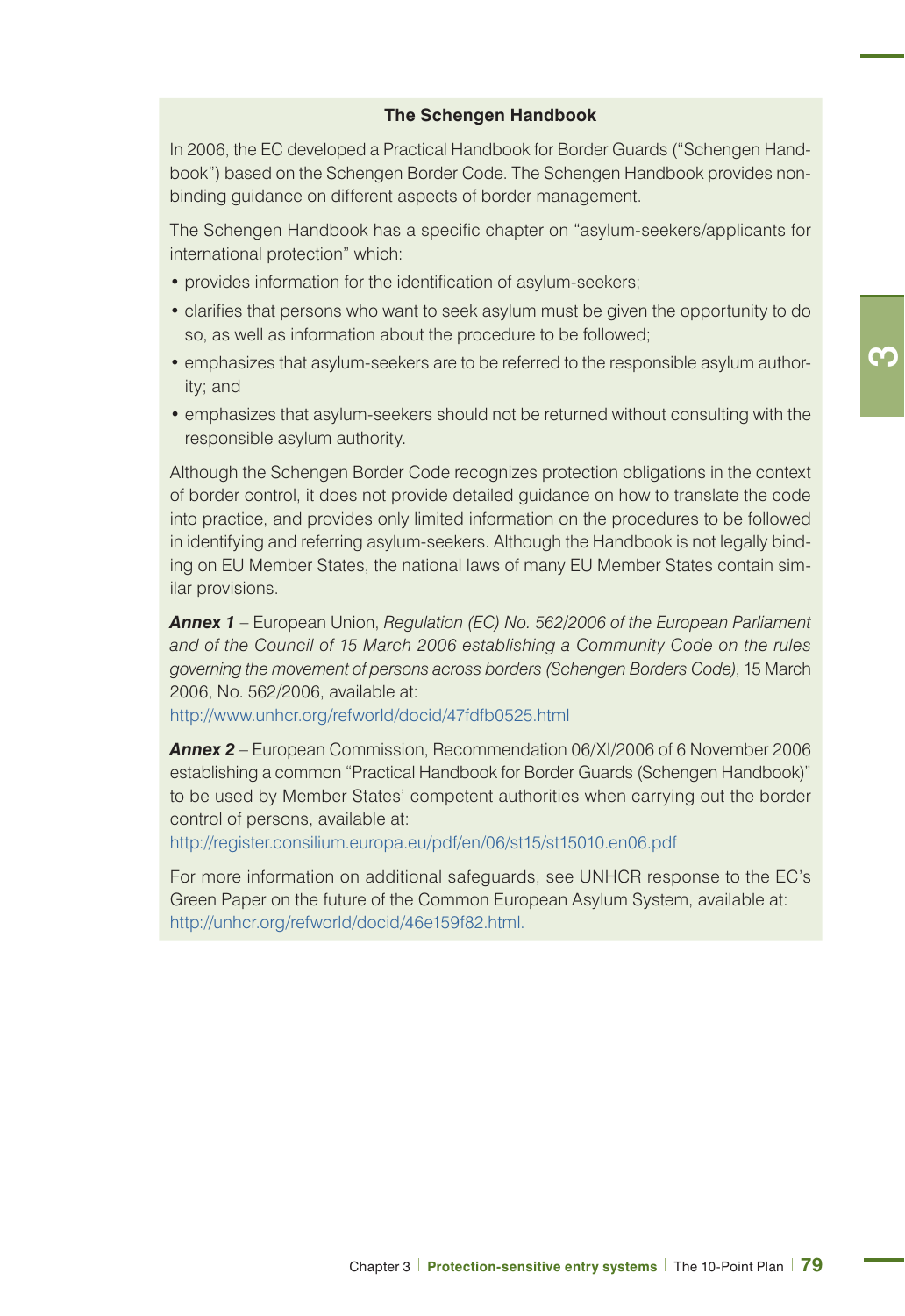### The Schengen Handbook

In 2006, the EC developed a Practical Handbook for Border Guards ("Schengen Handbook") based on the Schengen Border Code. The Schengen Handbook provides non-binding guidance on different aspects of border management.

The Schengen Handbook has a specific chapter on "asylum-seekers/applicants for international protection" which:

- provides information for the identification of asylum-seekers;
- clarifies that persons who want to seek asylum must be given the opportunity to do so, as well as information about the procedure to be followed;
- emphasizes that asylum-seekers are to be referred to the responsible asylum authority; and
- emphasizes that asylum-seekers should not be returned without consulting with the responsible asylum authority.

Although the Schengen Border Code recognizes protection obligations in the context of border control, it does not provide detailed guidance on how to translate the code into practice, and provides only limited information on the procedures to be followed in identifying and referring asylum-seekers. Although the Handbook is not legally binding on EU Member States, the national laws of many EU Member States contain similar provisions.

***Annex 1*** – European Union, *Regulation (EC) No. 562/2006 of the European Parliament and of the Council of 15 March 2006 establishing a Community Code on the rules governing the movement of persons across borders (Schengen Borders Code)*, 15 March 2006, No. 562/2006, available at:
http://www.unhcr.org/refworld/docid/47fdfb0525.html

***Annex 2*** – European Commission, Recommendation 06/XI/2006 of 6 November 2006 establishing a common "Practical Handbook for Border Guards (Schengen Handbook)" to be used by Member States' competent authorities when carrying out the border control of persons, available at:
http://register.consilium.europa.eu/pdf/en/06/st15/st15010.en06.pdf

For more information on additional safeguards, see UNHCR response to the EC's Green Paper on the future of the Common European Asylum System, available at: http://unhcr.org/refworld/docid/46e159f82.html.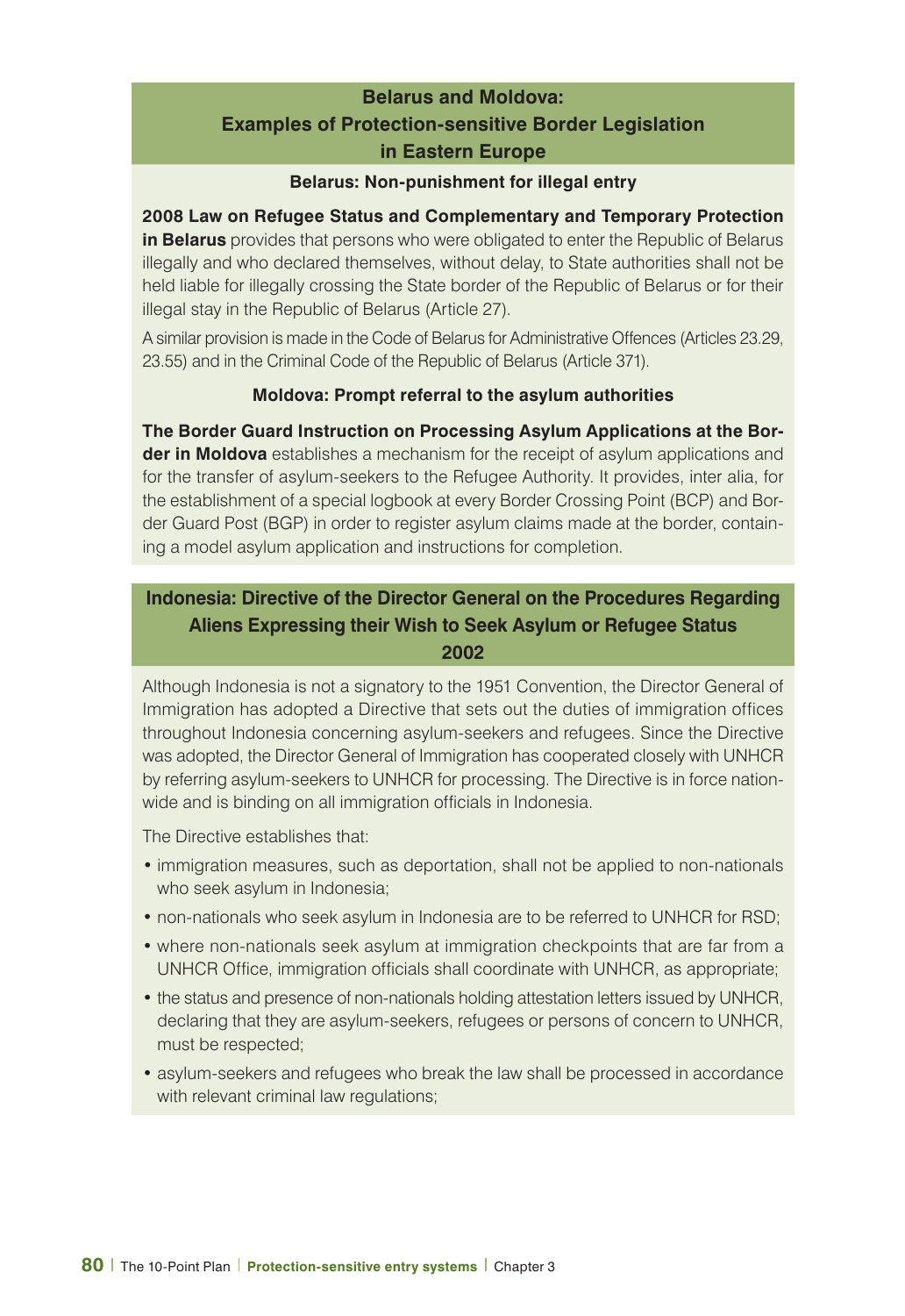## Belarus and Moldova: Examples of Protection-sensitive Border Legislation in Eastern Europe

### Belarus: Non-punishment for illegal entry

**2008 Law on Refugee Status and Complementary and Temporary Protection in Belarus** provides that persons who were obligated to enter the Republic of Belarus illegally and who declared themselves, without delay, to State authorities shall not be held liable for illegally crossing the State border of the Republic of Belarus or for their illegal stay in the Republic of Belarus (Article 27).

A similar provision is made in the Code of Belarus for Administrative Offences (Articles 23.29, 23.55) and in the Criminal Code of the Republic of Belarus (Article 371).

### Moldova: Prompt referral to the asylum authorities

**The Border Guard Instruction on Processing Asylum Applications at the Border in Moldova** establishes a mechanism for the receipt of asylum applications and for the transfer of asylum-seekers to the Refugee Authority. It provides, inter alia, for the establishment of a special logbook at every Border Crossing Point (BCP) and Border Guard Post (BGP) in order to register asylum claims made at the border, containing a model asylum application and instructions for completion.

## Indonesia: Directive of the Director General on the Procedures Regarding Aliens Expressing their Wish to Seek Asylum or Refugee Status 2002

Although Indonesia is not a signatory to the 1951 Convention, the Director General of Immigration has adopted a Directive that sets out the duties of immigration offices throughout Indonesia concerning asylum-seekers and refugees. Since the Directive was adopted, the Director General of Immigration has cooperated closely with UNHCR by referring asylum-seekers to UNHCR for processing. The Directive is in force nationwide and is binding on all immigration officials in Indonesia.

The Directive establishes that:

- immigration measures, such as deportation, shall not be applied to non-nationals who seek asylum in Indonesia;
- non-nationals who seek asylum in Indonesia are to be referred to UNHCR for RSD;
- where non-nationals seek asylum at immigration checkpoints that are far from a UNHCR Office, immigration officials shall coordinate with UNHCR, as appropriate;
- the status and presence of non-nationals holding attestation letters issued by UNHCR, declaring that they are asylum-seekers, refugees or persons of concern to UNHCR, must be respected;
- asylum-seekers and refugees who break the law shall be processed in accordance with relevant criminal law regulations;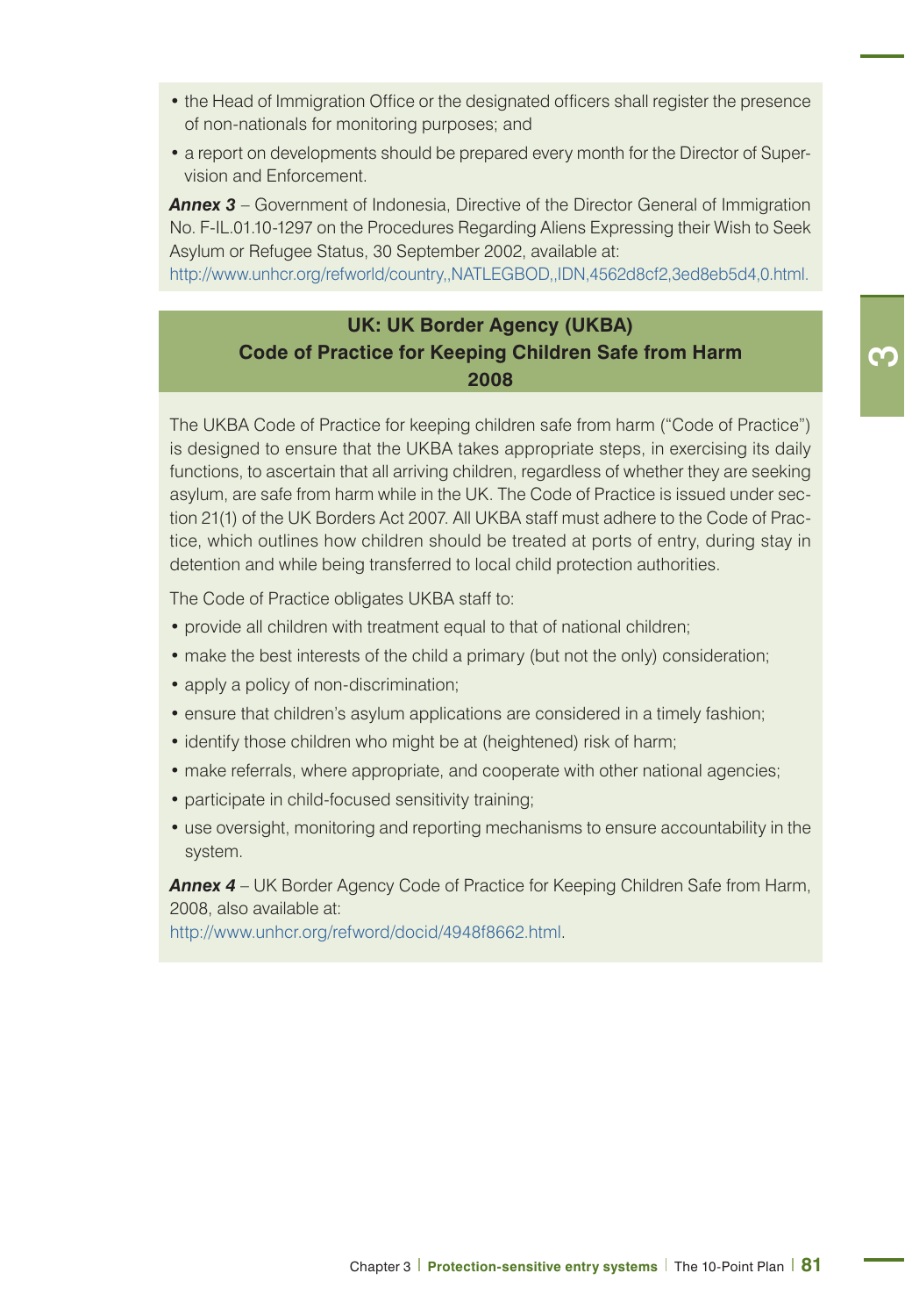- the Head of Immigration Office or the designated officers shall register the presence of non-nationals for monitoring purposes; and
- a report on developments should be prepared every month for the Director of Supervision and Enforcement.

***Annex 3*** – Government of Indonesia, Directive of the Director General of Immigration No. F-IL.01.10-1297 on the Procedures Regarding Aliens Expressing their Wish to Seek Asylum or Refugee Status, 30 September 2002, available at:
http://www.unhcr.org/refworld/country,,NATLEGBOD,,IDN,4562d8cf2,3ed8eb5d4,0.html.

## UK: UK Border Agency (UKBA) Code of Practice for Keeping Children Safe from Harm 2008

The UKBA Code of Practice for keeping children safe from harm ("Code of Practice") is designed to ensure that the UKBA takes appropriate steps, in exercising its daily functions, to ascertain that all arriving children, regardless of whether they are seeking asylum, are safe from harm while in the UK. The Code of Practice is issued under section 21(1) of the UK Borders Act 2007. All UKBA staff must adhere to the Code of Practice, which outlines how children should be treated at ports of entry, during stay in detention and while being transferred to local child protection authorities.

The Code of Practice obligates UKBA staff to:

- provide all children with treatment equal to that of national children;
- make the best interests of the child a primary (but not the only) consideration;
- apply a policy of non-discrimination;
- ensure that children's asylum applications are considered in a timely fashion;
- identify those children who might be at (heightened) risk of harm;
- make referrals, where appropriate, and cooperate with other national agencies;
- participate in child-focused sensitivity training;
- use oversight, monitoring and reporting mechanisms to ensure accountability in the system.

***Annex 4*** – UK Border Agency Code of Practice for Keeping Children Safe from Harm, 2008, also available at:
http://www.unhcr.org/refword/docid/4948f8662.html.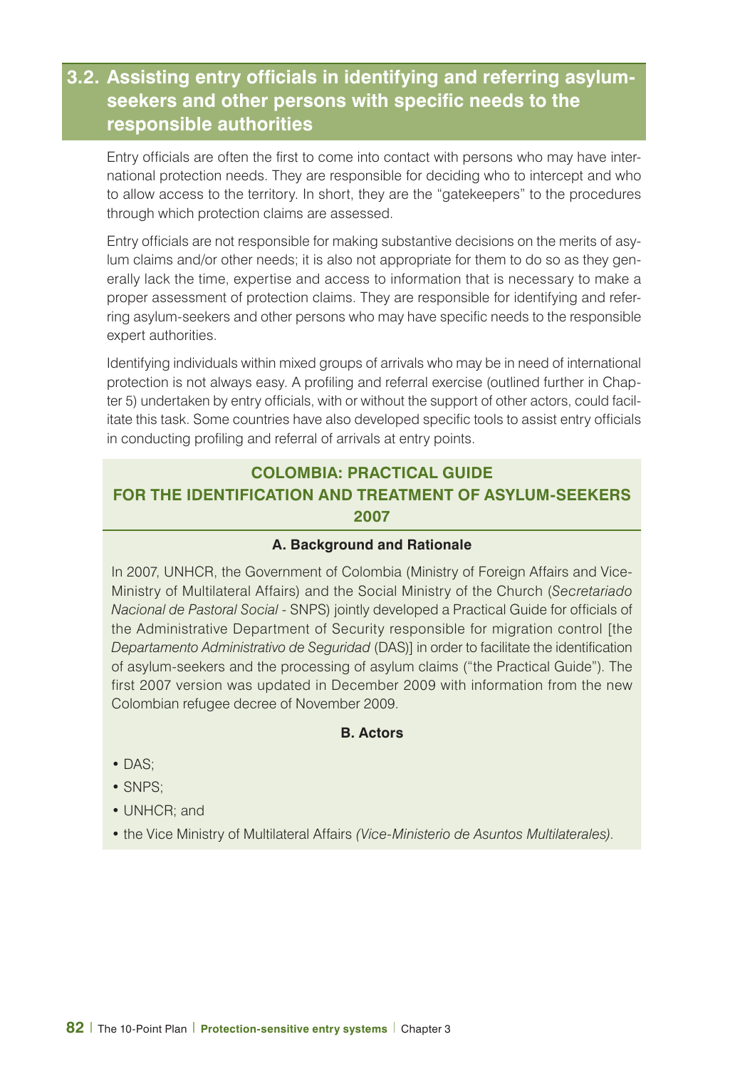## 3.2. Assisting entry officials in identifying and referring asylum-seekers and other persons with specific needs to the responsible authorities

Entry officials are often the first to come into contact with persons who may have international protection needs. They are responsible for deciding who to intercept and who to allow access to the territory. In short, they are the "gatekeepers" to the procedures through which protection claims are assessed.

Entry officials are not responsible for making substantive decisions on the merits of asylum claims and/or other needs; it is also not appropriate for them to do so as they generally lack the time, expertise and access to information that is necessary to make a proper assessment of protection claims. They are responsible for identifying and referring asylum-seekers and other persons who may have specific needs to the responsible expert authorities.

Identifying individuals within mixed groups of arrivals who may be in need of international protection is not always easy. A profiling and referral exercise (outlined further in Chapter 5) undertaken by entry officials, with or without the support of other actors, could facilitate this task. Some countries have also developed specific tools to assist entry officials in conducting profiling and referral of arrivals at entry points.

### COLOMBIA: PRACTICAL GUIDE FOR THE IDENTIFICATION AND TREATMENT OF ASYLUM-SEEKERS 2007

#### A. Background and Rationale

In 2007, UNHCR, the Government of Colombia (Ministry of Foreign Affairs and Vice-Ministry of Multilateral Affairs) and the Social Ministry of the Church (*Secretariado Nacional de Pastoral Social* - SNPS) jointly developed a Practical Guide for officials of the Administrative Department of Security responsible for migration control [the *Departamento Administrativo de Seguridad* (DAS)] in order to facilitate the identification of asylum-seekers and the processing of asylum claims ("the Practical Guide"). The first 2007 version was updated in December 2009 with information from the new Colombian refugee decree of November 2009.

#### B. Actors

- DAS;
- SNPS;
- UNHCR; and
- the Vice Ministry of Multilateral Affairs *(Vice-Ministerio de Asuntos Multilaterales)*.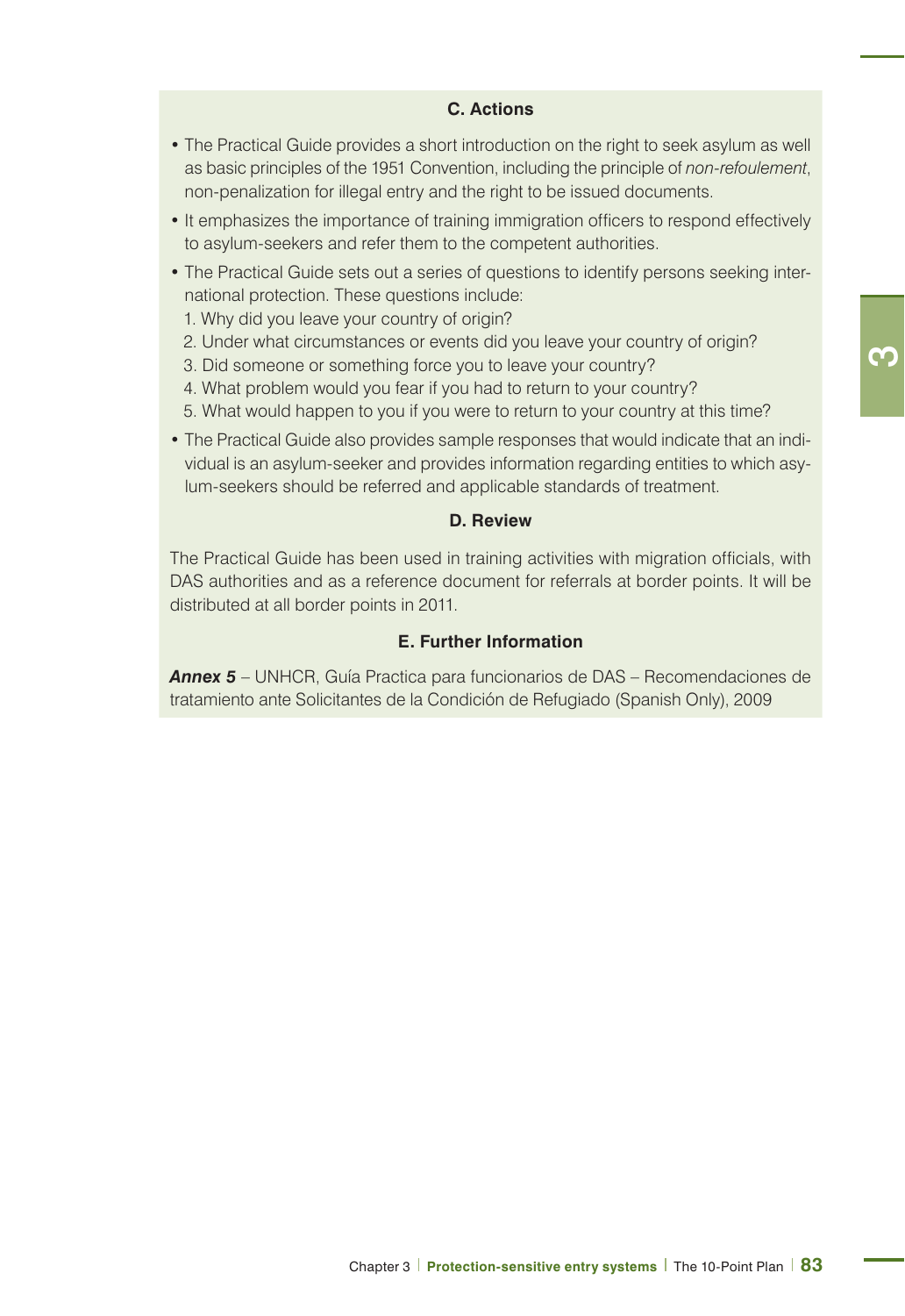### C. Actions

- The Practical Guide provides a short introduction on the right to seek asylum as well as basic principles of the 1951 Convention, including the principle of *non-refoulement*, non-penalization for illegal entry and the right to be issued documents.
- It emphasizes the importance of training immigration officers to respond effectively to asylum-seekers and refer them to the competent authorities.
- The Practical Guide sets out a series of questions to identify persons seeking international protection. These questions include:
  1. Why did you leave your country of origin?
  2. Under what circumstances or events did you leave your country of origin?
  3. Did someone or something force you to leave your country?
  4. What problem would you fear if you had to return to your country?
  5. What would happen to you if you were to return to your country at this time?
- The Practical Guide also provides sample responses that would indicate that an individual is an asylum-seeker and provides information regarding entities to which asylum-seekers should be referred and applicable standards of treatment.

### D. Review

The Practical Guide has been used in training activities with migration officials, with DAS authorities and as a reference document for referrals at border points. It will be distributed at all border points in 2011.

### E. Further Information

***Annex 5*** – UNHCR, Guía Practica para funcionarios de DAS – Recomendaciones de tratamiento ante Solicitantes de la Condición de Refugiado (Spanish Only), 2009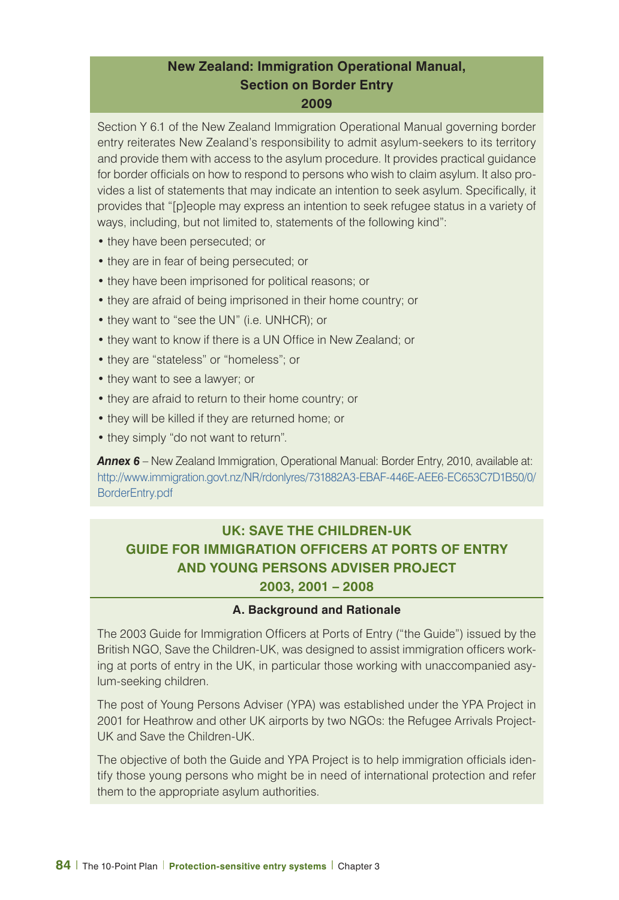## New Zealand: Immigration Operational Manual, Section on Border Entry 2009

Section Y 6.1 of the New Zealand Immigration Operational Manual governing border entry reiterates New Zealand's responsibility to admit asylum-seekers to its territory and provide them with access to the asylum procedure. It provides practical guidance for border officials on how to respond to persons who wish to claim asylum. It also provides a list of statements that may indicate an intention to seek asylum. Specifically, it provides that "[p]eople may express an intention to seek refugee status in a variety of ways, including, but not limited to, statements of the following kind":

- they have been persecuted; or
- they are in fear of being persecuted; or
- they have been imprisoned for political reasons; or
- they are afraid of being imprisoned in their home country; or
- they want to "see the UN" (i.e. UNHCR); or
- they want to know if there is a UN Office in New Zealand; or
- they are "stateless" or "homeless"; or
- they want to see a lawyer; or
- they are afraid to return to their home country; or
- they will be killed if they are returned home; or
- they simply "do not want to return".

***Annex 6*** – New Zealand Immigration, Operational Manual: Border Entry, 2010, available at: http://www.immigration.govt.nz/NR/rdonlyres/731882A3-EBAF-446E-AEE6-EC653C7D1B50/0/BorderEntry.pdf

## UK: SAVE THE CHILDREN-UK GUIDE FOR IMMIGRATION OFFICERS AT PORTS OF ENTRY AND YOUNG PERSONS ADVISER PROJECT 2003, 2001 – 2008

### A. Background and Rationale

The 2003 Guide for Immigration Officers at Ports of Entry ("the Guide") issued by the British NGO, Save the Children-UK, was designed to assist immigration officers working at ports of entry in the UK, in particular those working with unaccompanied asylum-seeking children.

The post of Young Persons Adviser (YPA) was established under the YPA Project in 2001 for Heathrow and other UK airports by two NGOs: the Refugee Arrivals Project-UK and Save the Children-UK.

The objective of both the Guide and YPA Project is to help immigration officials identify those young persons who might be in need of international protection and refer them to the appropriate asylum authorities.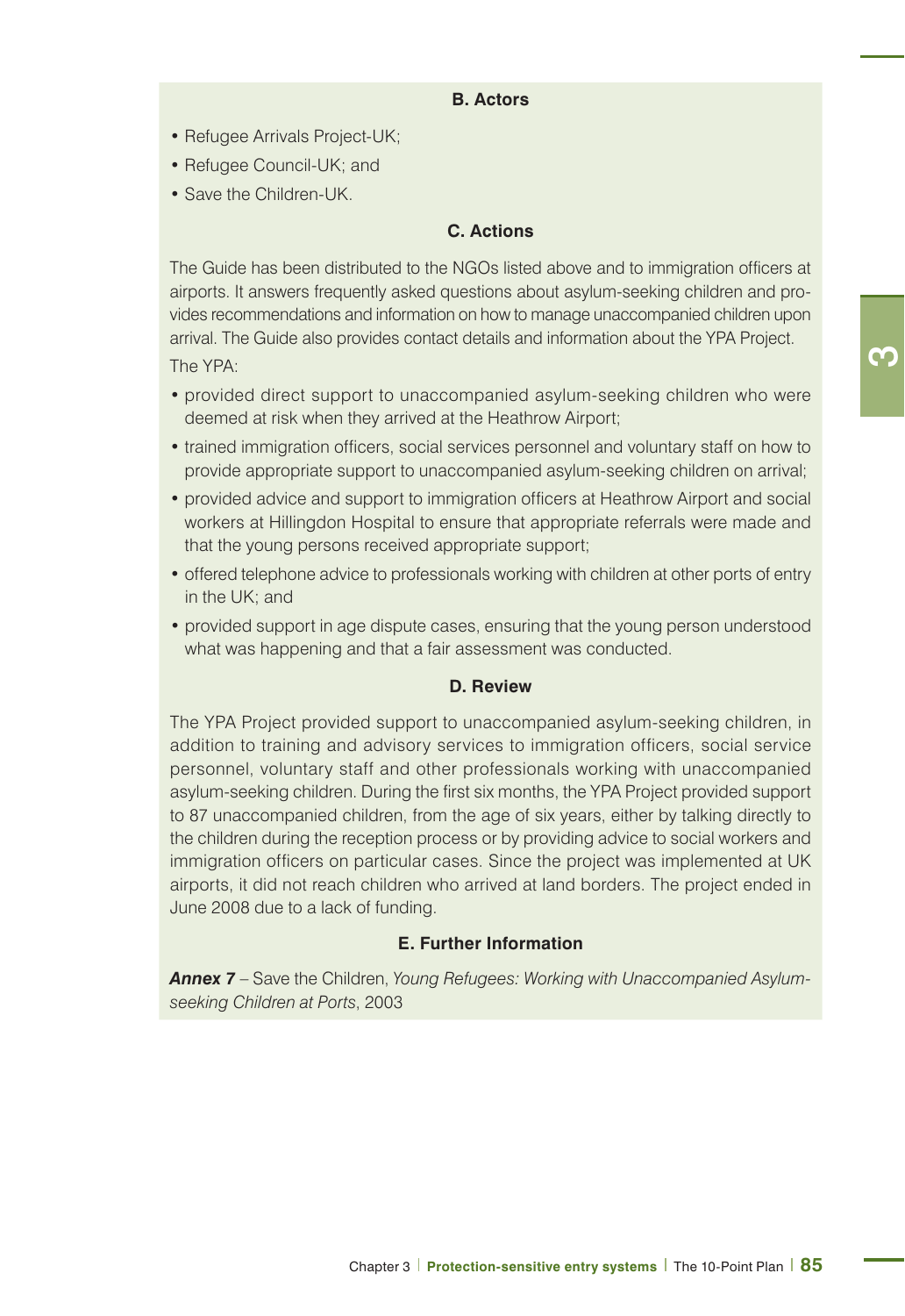### B. Actors

- Refugee Arrivals Project-UK;
- Refugee Council-UK; and
- Save the Children-UK.

### C. Actions

The Guide has been distributed to the NGOs listed above and to immigration officers at airports. It answers frequently asked questions about asylum-seeking children and provides recommendations and information on how to manage unaccompanied children upon arrival. The Guide also provides contact details and information about the YPA Project.

The YPA:

- provided direct support to unaccompanied asylum-seeking children who were deemed at risk when they arrived at the Heathrow Airport;
- trained immigration officers, social services personnel and voluntary staff on how to provide appropriate support to unaccompanied asylum-seeking children on arrival;
- provided advice and support to immigration officers at Heathrow Airport and social workers at Hillingdon Hospital to ensure that appropriate referrals were made and that the young persons received appropriate support;
- offered telephone advice to professionals working with children at other ports of entry in the UK; and
- provided support in age dispute cases, ensuring that the young person understood what was happening and that a fair assessment was conducted.

### D. Review

The YPA Project provided support to unaccompanied asylum-seeking children, in addition to training and advisory services to immigration officers, social service personnel, voluntary staff and other professionals working with unaccompanied asylum-seeking children. During the first six months, the YPA Project provided support to 87 unaccompanied children, from the age of six years, either by talking directly to the children during the reception process or by providing advice to social workers and immigration officers on particular cases. Since the project was implemented at UK airports, it did not reach children who arrived at land borders. The project ended in June 2008 due to a lack of funding.

### E. Further Information

***Annex 7*** – Save the Children, *Young Refugees: Working with Unaccompanied Asylum-seeking Children at Ports*, 2003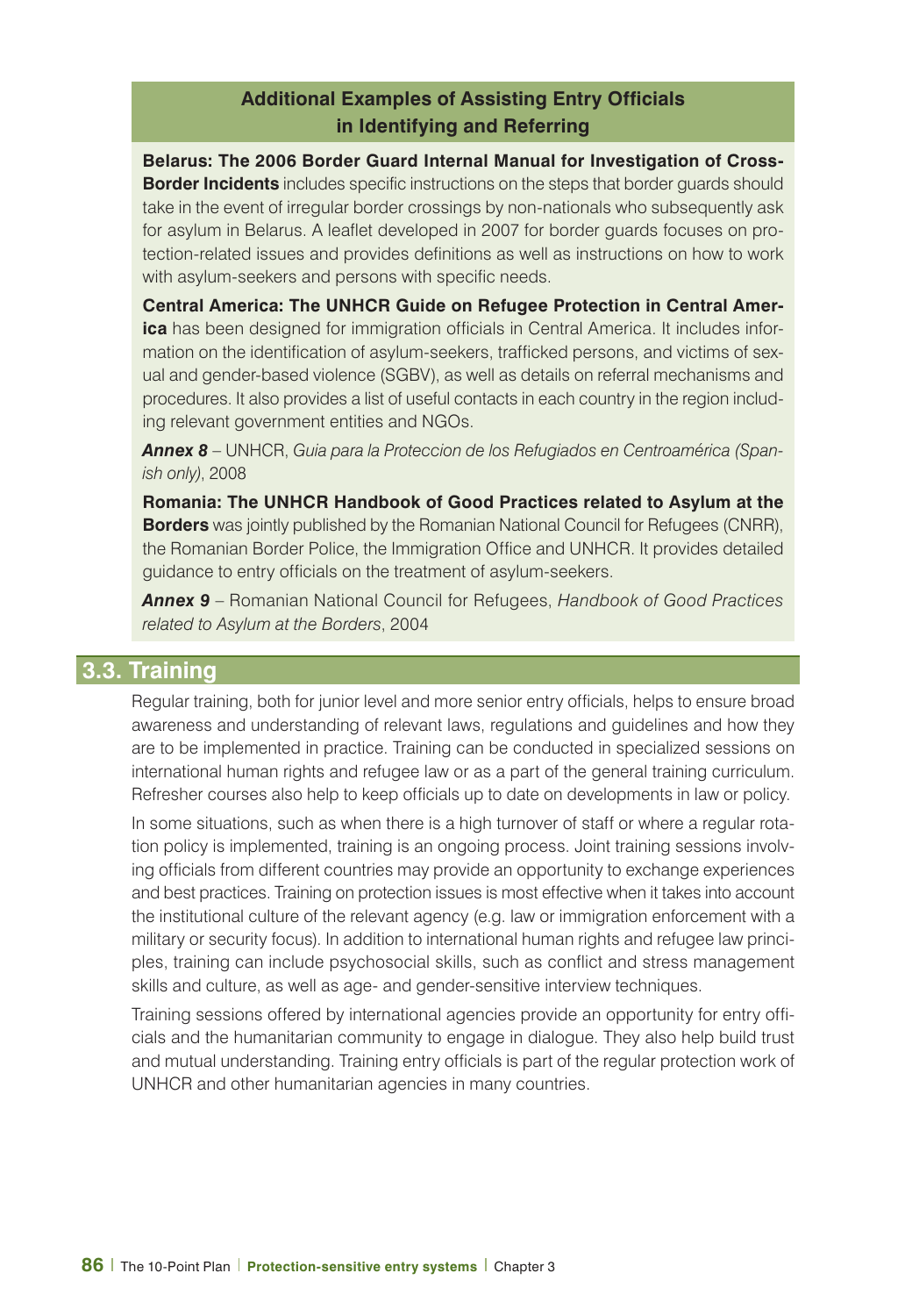### Additional Examples of Assisting Entry Officials in Identifying and Referring

**Belarus: The 2006 Border Guard Internal Manual for Investigation of Cross-Border Incidents** includes specific instructions on the steps that border guards should take in the event of irregular border crossings by non-nationals who subsequently ask for asylum in Belarus. A leaflet developed in 2007 for border guards focuses on protection-related issues and provides definitions as well as instructions on how to work with asylum-seekers and persons with specific needs.

**Central America: The UNHCR Guide on Refugee Protection in Central America** has been designed for immigration officials in Central America. It includes information on the identification of asylum-seekers, trafficked persons, and victims of sexual and gender-based violence (SGBV), as well as details on referral mechanisms and procedures. It also provides a list of useful contacts in each country in the region including relevant government entities and NGOs.

***Annex 8*** – UNHCR, *Guia para la Proteccion de los Refugiados en Centroamérica (Spanish only)*, 2008

**Romania: The UNHCR Handbook of Good Practices related to Asylum at the Borders** was jointly published by the Romanian National Council for Refugees (CNRR), the Romanian Border Police, the Immigration Office and UNHCR. It provides detailed guidance to entry officials on the treatment of asylum-seekers.

***Annex 9*** – Romanian National Council for Refugees, *Handbook of Good Practices related to Asylum at the Borders*, 2004

## 3.3. Training

Regular training, both for junior level and more senior entry officials, helps to ensure broad awareness and understanding of relevant laws, regulations and guidelines and how they are to be implemented in practice. Training can be conducted in specialized sessions on international human rights and refugee law or as a part of the general training curriculum. Refresher courses also help to keep officials up to date on developments in law or policy.

In some situations, such as when there is a high turnover of staff or where a regular rotation policy is implemented, training is an ongoing process. Joint training sessions involving officials from different countries may provide an opportunity to exchange experiences and best practices. Training on protection issues is most effective when it takes into account the institutional culture of the relevant agency (e.g. law or immigration enforcement with a military or security focus). In addition to international human rights and refugee law principles, training can include psychosocial skills, such as conflict and stress management skills and culture, as well as age- and gender-sensitive interview techniques.

Training sessions offered by international agencies provide an opportunity for entry officials and the humanitarian community to engage in dialogue. They also help build trust and mutual understanding. Training entry officials is part of the regular protection work of UNHCR and other humanitarian agencies in many countries.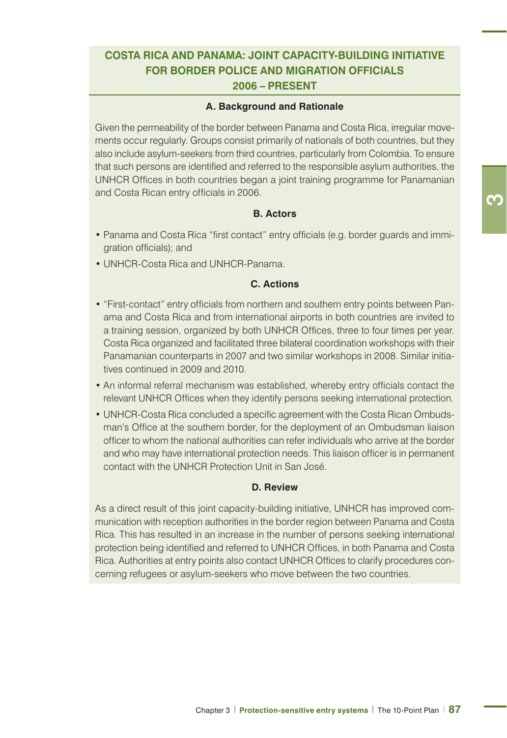## COSTA RICA AND PANAMA: JOINT CAPACITY-BUILDING INITIATIVE FOR BORDER POLICE AND MIGRATION OFFICIALS 2006 – PRESENT

### A. Background and Rationale

Given the permeability of the border between Panama and Costa Rica, irregular movements occur regularly. Groups consist primarily of nationals of both countries, but they also include asylum-seekers from third countries, particularly from Colombia. To ensure that such persons are identified and referred to the responsible asylum authorities, the UNHCR Offices in both countries began a joint training programme for Panamanian and Costa Rican entry officials in 2006.

### B. Actors

- Panama and Costa Rica "first contact" entry officials (e.g. border guards and immigration officials); and
- UNHCR-Costa Rica and UNHCR-Panama.

### C. Actions

- "First-contact" entry officials from northern and southern entry points between Panama and Costa Rica and from international airports in both countries are invited to a training session, organized by both UNHCR Offices, three to four times per year. Costa Rica organized and facilitated three bilateral coordination workshops with their Panamanian counterparts in 2007 and two similar workshops in 2008. Similar initiatives continued in 2009 and 2010.
- An informal referral mechanism was established, whereby entry officials contact the relevant UNHCR Offices when they identify persons seeking international protection.
- UNHCR-Costa Rica concluded a specific agreement with the Costa Rican Ombudsman's Office at the southern border, for the deployment of an Ombudsman liaison officer to whom the national authorities can refer individuals who arrive at the border and who may have international protection needs. This liaison officer is in permanent contact with the UNHCR Protection Unit in San José.

### D. Review

As a direct result of this joint capacity-building initiative, UNHCR has improved communication with reception authorities in the border region between Panama and Costa Rica. This has resulted in an increase in the number of persons seeking international protection being identified and referred to UNHCR Offices, in both Panama and Costa Rica. Authorities at entry points also contact UNHCR Offices to clarify procedures concerning refugees or asylum-seekers who move between the two countries.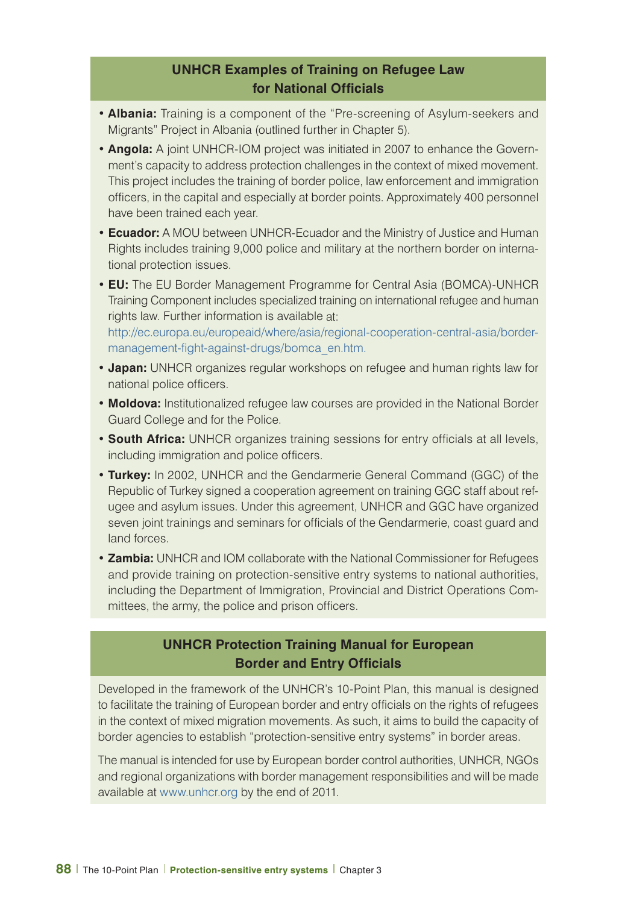### UNHCR Examples of Training on Refugee Law for National Officials

- **Albania:** Training is a component of the "Pre-screening of Asylum-seekers and Migrants" Project in Albania (outlined further in Chapter 5).
- **Angola:** A joint UNHCR-IOM project was initiated in 2007 to enhance the Government's capacity to address protection challenges in the context of mixed movement. This project includes the training of border police, law enforcement and immigration officers, in the capital and especially at border points. Approximately 400 personnel have been trained each year.
- **Ecuador:** A MOU between UNHCR-Ecuador and the Ministry of Justice and Human Rights includes training 9,000 police and military at the northern border on international protection issues.
- **EU:** The EU Border Management Programme for Central Asia (BOMCA)-UNHCR Training Component includes specialized training on international refugee and human rights law. Further information is available at: http://ec.europa.eu/europeaid/where/asia/regional-cooperation-central-asia/border-management-fight-against-drugs/bomca_en.htm.
- **Japan:** UNHCR organizes regular workshops on refugee and human rights law for national police officers.
- **Moldova:** Institutionalized refugee law courses are provided in the National Border Guard College and for the Police.
- **South Africa:** UNHCR organizes training sessions for entry officials at all levels, including immigration and police officers.
- **Turkey:** In 2002, UNHCR and the Gendarmerie General Command (GGC) of the Republic of Turkey signed a cooperation agreement on training GGC staff about refugee and asylum issues. Under this agreement, UNHCR and GGC have organized seven joint trainings and seminars for officials of the Gendarmerie, coast guard and land forces.
- **Zambia:** UNHCR and IOM collaborate with the National Commissioner for Refugees and provide training on protection-sensitive entry systems to national authorities, including the Department of Immigration, Provincial and District Operations Committees, the army, the police and prison officers.

### UNHCR Protection Training Manual for European Border and Entry Officials

Developed in the framework of the UNHCR's 10-Point Plan, this manual is designed to facilitate the training of European border and entry officials on the rights of refugees in the context of mixed migration movements. As such, it aims to build the capacity of border agencies to establish "protection-sensitive entry systems" in border areas.

The manual is intended for use by European border control authorities, UNHCR, NGOs and regional organizations with border management responsibilities and will be made available at www.unhcr.org by the end of 2011.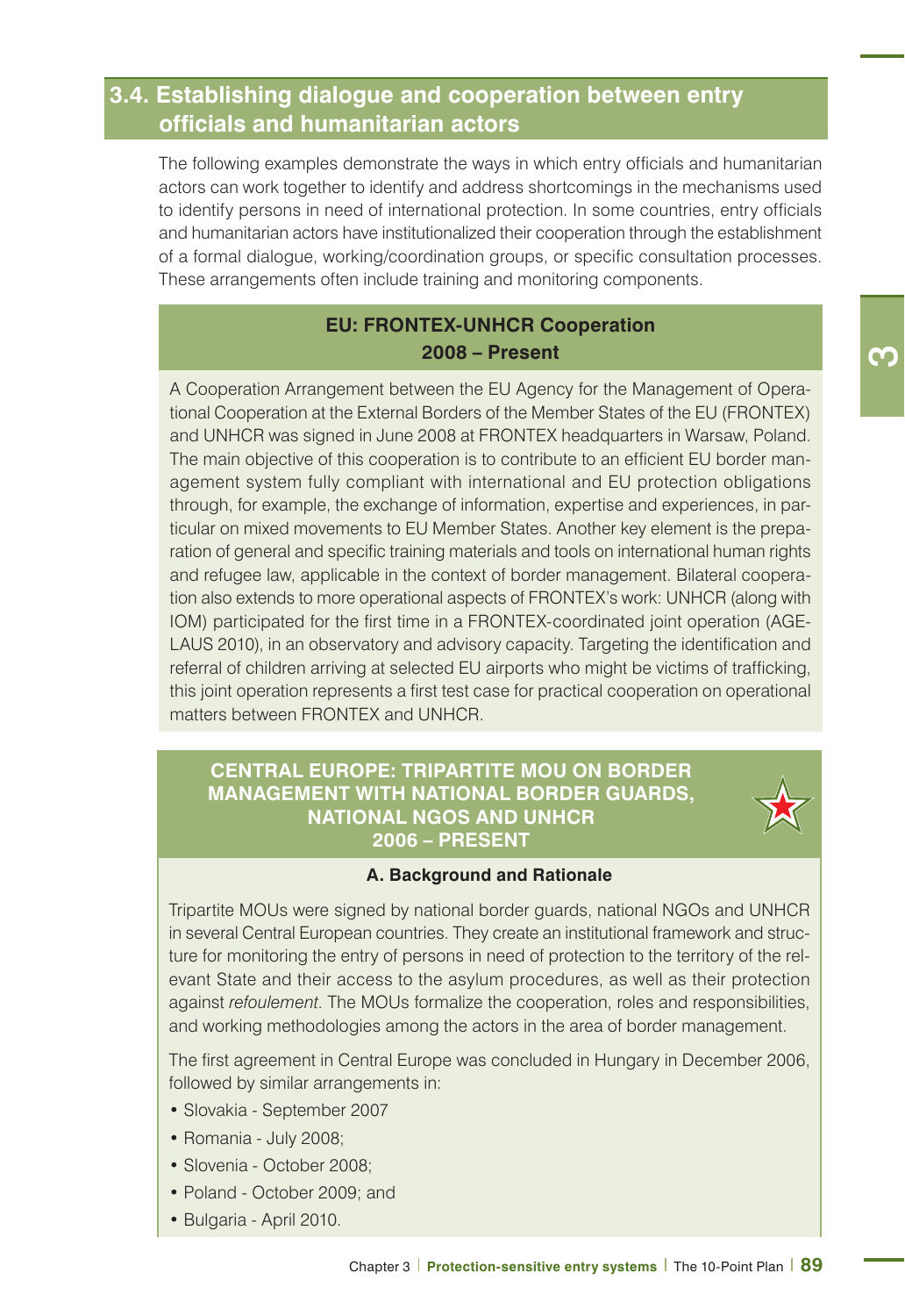## 3.4. Establishing dialogue and cooperation between entry officials and humanitarian actors

The following examples demonstrate the ways in which entry officials and humanitarian actors can work together to identify and address shortcomings in the mechanisms used to identify persons in need of international protection. In some countries, entry officials and humanitarian actors have institutionalized their cooperation through the establishment of a formal dialogue, working/coordination groups, or specific consultation processes. These arrangements often include training and monitoring components.

### EU: FRONTEX-UNHCR Cooperation
### 2008 – Present

A Cooperation Arrangement between the EU Agency for the Management of Operational Cooperation at the External Borders of the Member States of the EU (FRONTEX) and UNHCR was signed in June 2008 at FRONTEX headquarters in Warsaw, Poland. The main objective of this cooperation is to contribute to an efficient EU border management system fully compliant with international and EU protection obligations through, for example, the exchange of information, expertise and experiences, in particular on mixed movements to EU Member States. Another key element is the preparation of general and specific training materials and tools on international human rights and refugee law, applicable in the context of border management. Bilateral cooperation also extends to more operational aspects of FRONTEX's work: UNHCR (along with IOM) participated for the first time in a FRONTEX-coordinated joint operation (AGELAUS 2010), in an observatory and advisory capacity. Targeting the identification and referral of children arriving at selected EU airports who might be victims of trafficking, this joint operation represents a first test case for practical cooperation on operational matters between FRONTEX and UNHCR.

### CENTRAL EUROPE: TRIPARTITE MOU ON BORDER MANAGEMENT WITH NATIONAL BORDER GUARDS, NATIONAL NGOS AND UNHCR
### 2006 – PRESENT

#### A. Background and Rationale

Tripartite MOUs were signed by national border guards, national NGOs and UNHCR in several Central European countries. They create an institutional framework and structure for monitoring the entry of persons in need of protection to the territory of the relevant State and their access to the asylum procedures, as well as their protection against *refoulement*. The MOUs formalize the cooperation, roles and responsibilities, and working methodologies among the actors in the area of border management.

The first agreement in Central Europe was concluded in Hungary in December 2006, followed by similar arrangements in:

- Slovakia - September 2007
- Romania - July 2008;
- Slovenia - October 2008;
- Poland - October 2009; and
- Bulgaria - April 2010.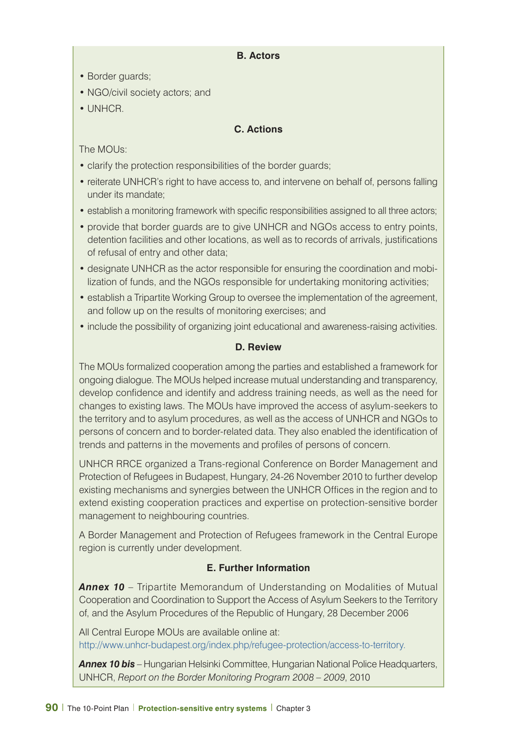### B. Actors

- Border guards;
- NGO/civil society actors; and
- UNHCR.

### C. Actions

The MOUs:

- clarify the protection responsibilities of the border guards;
- reiterate UNHCR's right to have access to, and intervene on behalf of, persons falling under its mandate;
- establish a monitoring framework with specific responsibilities assigned to all three actors;
- provide that border guards are to give UNHCR and NGOs access to entry points, detention facilities and other locations, as well as to records of arrivals, justifications of refusal of entry and other data;
- designate UNHCR as the actor responsible for ensuring the coordination and mobilization of funds, and the NGOs responsible for undertaking monitoring activities;
- establish a Tripartite Working Group to oversee the implementation of the agreement, and follow up on the results of monitoring exercises; and
- include the possibility of organizing joint educational and awareness-raising activities.

### D. Review

The MOUs formalized cooperation among the parties and established a framework for ongoing dialogue. The MOUs helped increase mutual understanding and transparency, develop confidence and identify and address training needs, as well as the need for changes to existing laws. The MOUs have improved the access of asylum-seekers to the territory and to asylum procedures, as well as the access of UNHCR and NGOs to persons of concern and to border-related data. They also enabled the identification of trends and patterns in the movements and profiles of persons of concern.

UNHCR RRCE organized a Trans-regional Conference on Border Management and Protection of Refugees in Budapest, Hungary, 24-26 November 2010 to further develop existing mechanisms and synergies between the UNHCR Offices in the region and to extend existing cooperation practices and expertise on protection-sensitive border management to neighbouring countries.

A Border Management and Protection of Refugees framework in the Central Europe region is currently under development.

### E. Further Information

***Annex 10*** – Tripartite Memorandum of Understanding on Modalities of Mutual Cooperation and Coordination to Support the Access of Asylum Seekers to the Territory of, and the Asylum Procedures of the Republic of Hungary, 28 December 2006

All Central Europe MOUs are available online at:
http://www.unhcr-budapest.org/index.php/refugee-protection/access-to-territory.

***Annex 10 bis*** – Hungarian Helsinki Committee, Hungarian National Police Headquarters, UNHCR, *Report on the Border Monitoring Program 2008 – 2009*, 2010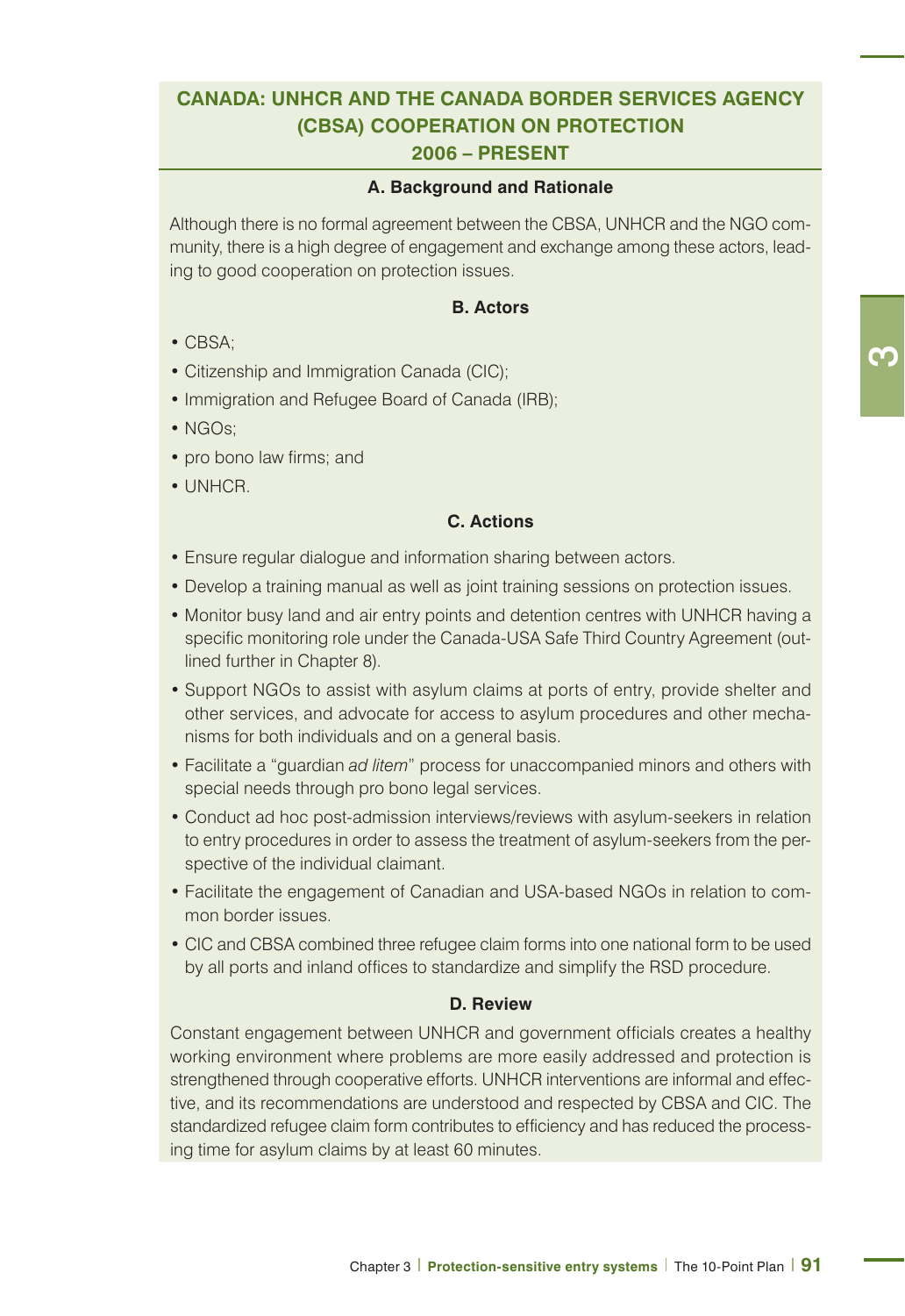## CANADA: UNHCR AND THE CANADA BORDER SERVICES AGENCY (CBSA) COOPERATION ON PROTECTION 2006 – PRESENT

### A. Background and Rationale

Although there is no formal agreement between the CBSA, UNHCR and the NGO community, there is a high degree of engagement and exchange among these actors, leading to good cooperation on protection issues.

### B. Actors

- CBSA;
- Citizenship and Immigration Canada (CIC);
- Immigration and Refugee Board of Canada (IRB);
- NGOs;
- pro bono law firms; and
- UNHCR.

### C. Actions

- Ensure regular dialogue and information sharing between actors.
- Develop a training manual as well as joint training sessions on protection issues.
- Monitor busy land and air entry points and detention centres with UNHCR having a specific monitoring role under the Canada-USA Safe Third Country Agreement (outlined further in Chapter 8).
- Support NGOs to assist with asylum claims at ports of entry, provide shelter and other services, and advocate for access to asylum procedures and other mechanisms for both individuals and on a general basis.
- Facilitate a "guardian *ad litem*" process for unaccompanied minors and others with special needs through pro bono legal services.
- Conduct ad hoc post-admission interviews/reviews with asylum-seekers in relation to entry procedures in order to assess the treatment of asylum-seekers from the perspective of the individual claimant.
- Facilitate the engagement of Canadian and USA-based NGOs in relation to common border issues.
- CIC and CBSA combined three refugee claim forms into one national form to be used by all ports and inland offices to standardize and simplify the RSD procedure.

### D. Review

Constant engagement between UNHCR and government officials creates a healthy working environment where problems are more easily addressed and protection is strengthened through cooperative efforts. UNHCR interventions are informal and effective, and its recommendations are understood and respected by CBSA and CIC. The standardized refugee claim form contributes to efficiency and has reduced the processing time for asylum claims by at least 60 minutes.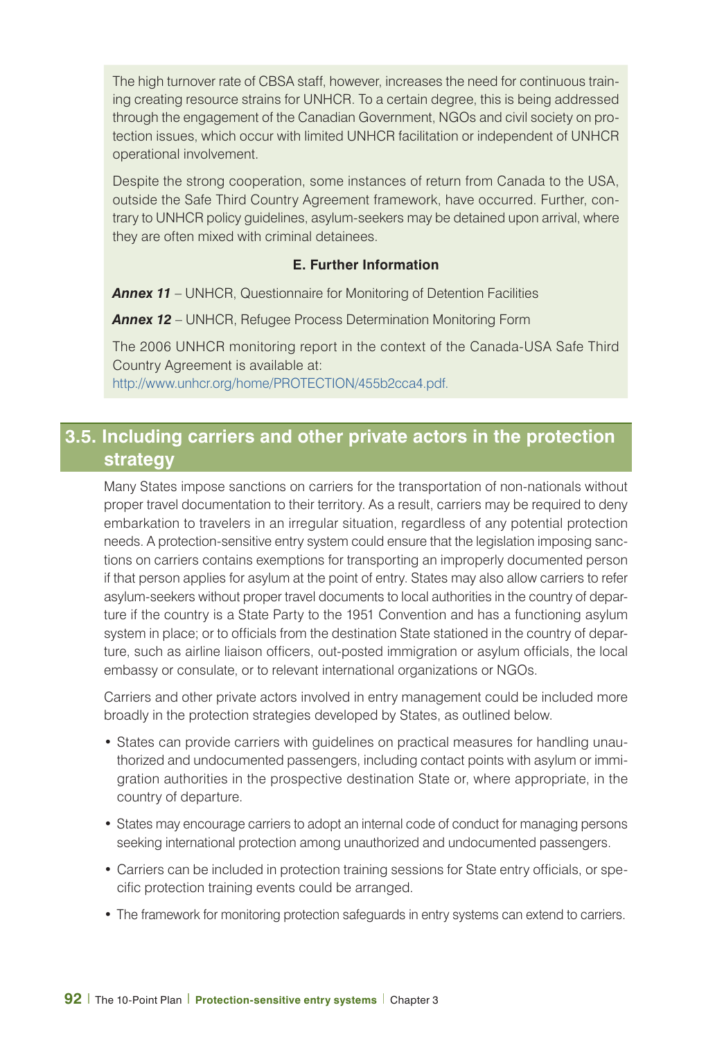The high turnover rate of CBSA staff, however, increases the need for continuous training creating resource strains for UNHCR. To a certain degree, this is being addressed through the engagement of the Canadian Government, NGOs and civil society on protection issues, which occur with limited UNHCR facilitation or independent of UNHCR operational involvement.

Despite the strong cooperation, some instances of return from Canada to the USA, outside the Safe Third Country Agreement framework, have occurred. Further, contrary to UNHCR policy guidelines, asylum-seekers may be detained upon arrival, where they are often mixed with criminal detainees.

**E. Further Information**

***Annex 11*** – UNHCR, Questionnaire for Monitoring of Detention Facilities

***Annex 12*** – UNHCR, Refugee Process Determination Monitoring Form

The 2006 UNHCR monitoring report in the context of the Canada-USA Safe Third Country Agreement is available at: http://www.unhcr.org/home/PROTECTION/455b2cca4.pdf.

## 3.5. Including carriers and other private actors in the protection strategy

Many States impose sanctions on carriers for the transportation of non-nationals without proper travel documentation to their territory. As a result, carriers may be required to deny embarkation to travelers in an irregular situation, regardless of any potential protection needs. A protection-sensitive entry system could ensure that the legislation imposing sanctions on carriers contains exemptions for transporting an improperly documented person if that person applies for asylum at the point of entry. States may also allow carriers to refer asylum-seekers without proper travel documents to local authorities in the country of departure if the country is a State Party to the 1951 Convention and has a functioning asylum system in place; or to officials from the destination State stationed in the country of departure, such as airline liaison officers, out-posted immigration or asylum officials, the local embassy or consulate, or to relevant international organizations or NGOs.

Carriers and other private actors involved in entry management could be included more broadly in the protection strategies developed by States, as outlined below.

- States can provide carriers with guidelines on practical measures for handling unauthorized and undocumented passengers, including contact points with asylum or immigration authorities in the prospective destination State or, where appropriate, in the country of departure.
- States may encourage carriers to adopt an internal code of conduct for managing persons seeking international protection among unauthorized and undocumented passengers.
- Carriers can be included in protection training sessions for State entry officials, or specific protection training events could be arranged.
- The framework for monitoring protection safeguards in entry systems can extend to carriers.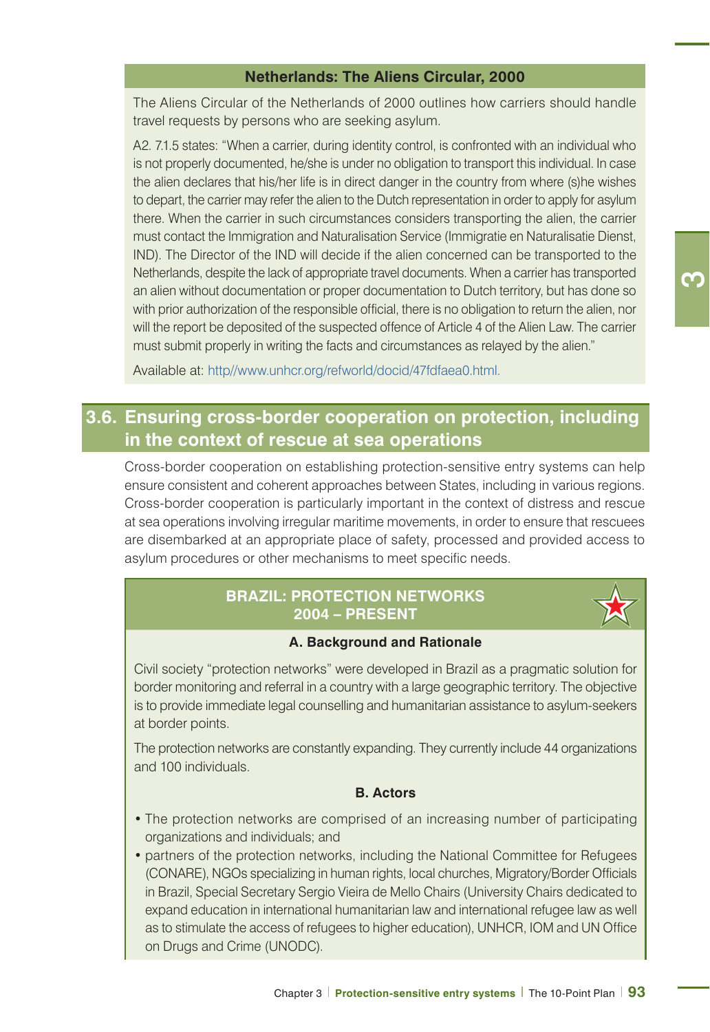### Netherlands: The Aliens Circular, 2000

The Aliens Circular of the Netherlands of 2000 outlines how carriers should handle travel requests by persons who are seeking asylum.

A2. 7.1.5 states: "When a carrier, during identity control, is confronted with an individual who is not properly documented, he/she is under no obligation to transport this individual. In case the alien declares that his/her life is in direct danger in the country from where (s)he wishes to depart, the carrier may refer the alien to the Dutch representation in order to apply for asylum there. When the carrier in such circumstances considers transporting the alien, the carrier must contact the Immigration and Naturalisation Service (Immigratie en Naturalisatie Dienst, IND). The Director of the IND will decide if the alien concerned can be transported to the Netherlands, despite the lack of appropriate travel documents. When a carrier has transported an alien without documentation or proper documentation to Dutch territory, but has done so with prior authorization of the responsible official, there is no obligation to return the alien, nor will the report be deposited of the suspected offence of Article 4 of the Alien Law. The carrier must submit properly in writing the facts and circumstances as relayed by the alien."

Available at: http//www.unhcr.org/refworld/docid/47fdfaea0.html.

## 3.6. Ensuring cross-border cooperation on protection, including in the context of rescue at sea operations

Cross-border cooperation on establishing protection-sensitive entry systems can help ensure consistent and coherent approaches between States, including in various regions. Cross-border cooperation is particularly important in the context of distress and rescue at sea operations involving irregular maritime movements, in order to ensure that rescuees are disembarked at an appropriate place of safety, processed and provided access to asylum procedures or other mechanisms to meet specific needs.

### BRAZIL: PROTECTION NETWORKS 2004 – PRESENT

#### A. Background and Rationale

Civil society "protection networks" were developed in Brazil as a pragmatic solution for border monitoring and referral in a country with a large geographic territory. The objective is to provide immediate legal counselling and humanitarian assistance to asylum-seekers at border points.

The protection networks are constantly expanding. They currently include 44 organizations and 100 individuals.

#### B. Actors

- The protection networks are comprised of an increasing number of participating organizations and individuals; and
- partners of the protection networks, including the National Committee for Refugees (CONARE), NGOs specializing in human rights, local churches, Migratory/Border Officials in Brazil, Special Secretary Sergio Vieira de Mello Chairs (University Chairs dedicated to expand education in international humanitarian law and international refugee law as well as to stimulate the access of refugees to higher education), UNHCR, IOM and UN Office on Drugs and Crime (UNODC).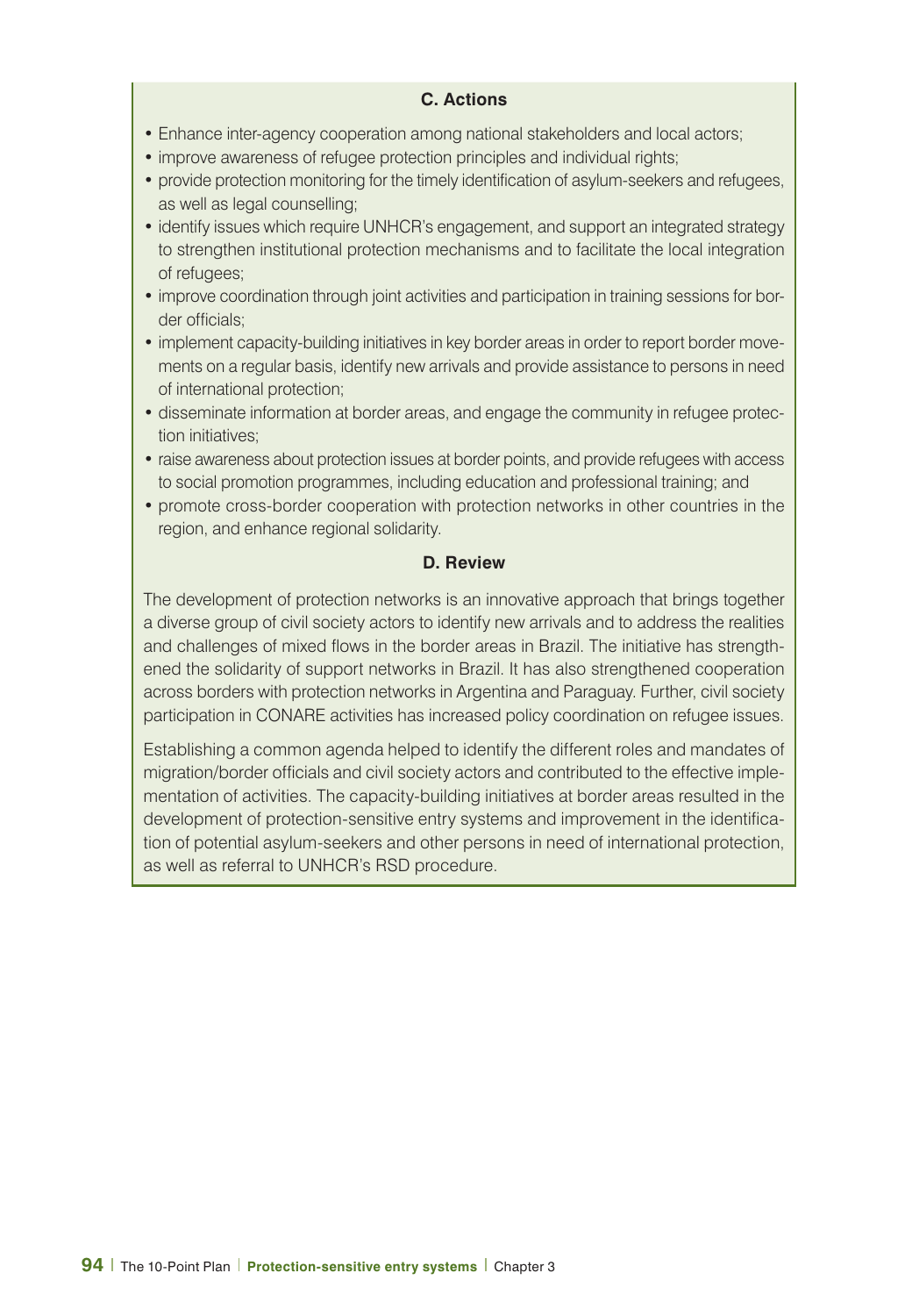### C. Actions

- Enhance inter-agency cooperation among national stakeholders and local actors;
- improve awareness of refugee protection principles and individual rights;
- provide protection monitoring for the timely identification of asylum-seekers and refugees, as well as legal counselling;
- identify issues which require UNHCR's engagement, and support an integrated strategy to strengthen institutional protection mechanisms and to facilitate the local integration of refugees;
- improve coordination through joint activities and participation in training sessions for border officials;
- implement capacity-building initiatives in key border areas in order to report border movements on a regular basis, identify new arrivals and provide assistance to persons in need of international protection;
- disseminate information at border areas, and engage the community in refugee protection initiatives;
- raise awareness about protection issues at border points, and provide refugees with access to social promotion programmes, including education and professional training; and
- promote cross-border cooperation with protection networks in other countries in the region, and enhance regional solidarity.

### D. Review

The development of protection networks is an innovative approach that brings together a diverse group of civil society actors to identify new arrivals and to address the realities and challenges of mixed flows in the border areas in Brazil. The initiative has strengthened the solidarity of support networks in Brazil. It has also strengthened cooperation across borders with protection networks in Argentina and Paraguay. Further, civil society participation in CONARE activities has increased policy coordination on refugee issues.

Establishing a common agenda helped to identify the different roles and mandates of migration/border officials and civil society actors and contributed to the effective implementation of activities. The capacity-building initiatives at border areas resulted in the development of protection-sensitive entry systems and improvement in the identification of potential asylum-seekers and other persons in need of international protection, as well as referral to UNHCR's RSD procedure.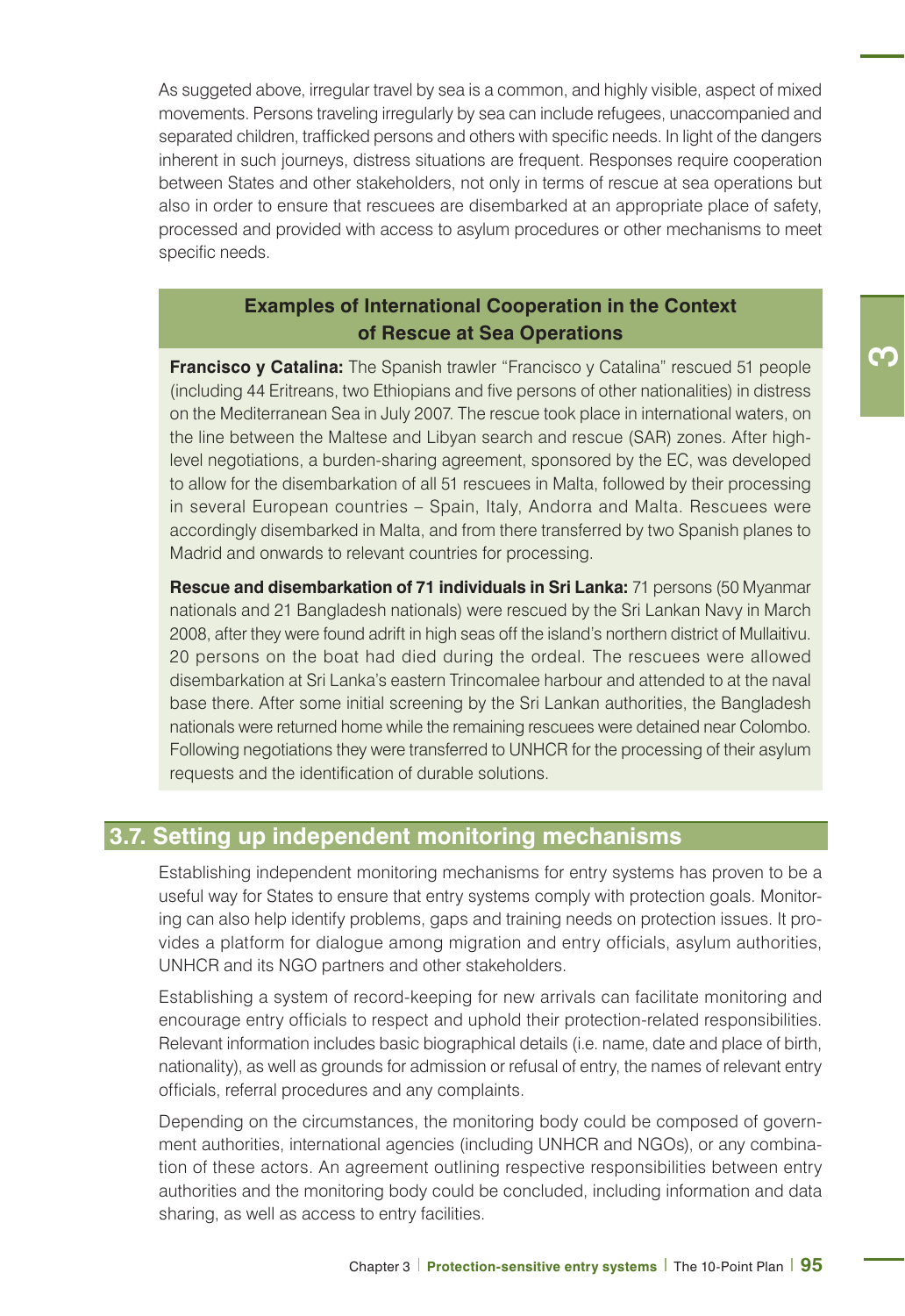As suggeted above, irregular travel by sea is a common, and highly visible, aspect of mixed movements. Persons traveling irregularly by sea can include refugees, unaccompanied and separated children, trafficked persons and others with specific needs. In light of the dangers inherent in such journeys, distress situations are frequent. Responses require cooperation between States and other stakeholders, not only in terms of rescue at sea operations but also in order to ensure that rescuees are disembarked at an appropriate place of safety, processed and provided with access to asylum procedures or other mechanisms to meet specific needs.

> **Examples of International Cooperation in the Context of Rescue at Sea Operations**
>
> **Francisco y Catalina:** The Spanish trawler "Francisco y Catalina" rescued 51 people (including 44 Eritreans, two Ethiopians and five persons of other nationalities) in distress on the Mediterranean Sea in July 2007. The rescue took place in international waters, on the line between the Maltese and Libyan search and rescue (SAR) zones. After high-level negotiations, a burden-sharing agreement, sponsored by the EC, was developed to allow for the disembarkation of all 51 rescuees in Malta, followed by their processing in several European countries – Spain, Italy, Andorra and Malta. Rescuees were accordingly disembarked in Malta, and from there transferred by two Spanish planes to Madrid and onwards to relevant countries for processing.
>
> **Rescue and disembarkation of 71 individuals in Sri Lanka:** 71 persons (50 Myanmar nationals and 21 Bangladesh nationals) were rescued by the Sri Lankan Navy in March 2008, after they were found adrift in high seas off the island's northern district of Mullaitivu. 20 persons on the boat had died during the ordeal. The rescuees were allowed disembarkation at Sri Lanka's eastern Trincomalee harbour and attended to at the naval base there. After some initial screening by the Sri Lankan authorities, the Bangladesh nationals were returned home while the remaining rescuees were detained near Colombo. Following negotiations they were transferred to UNHCR for the processing of their asylum requests and the identification of durable solutions.

## 3.7. Setting up independent monitoring mechanisms

Establishing independent monitoring mechanisms for entry systems has proven to be a useful way for States to ensure that entry systems comply with protection goals. Monitoring can also help identify problems, gaps and training needs on protection issues. It provides a platform for dialogue among migration and entry officials, asylum authorities, UNHCR and its NGO partners and other stakeholders.

Establishing a system of record-keeping for new arrivals can facilitate monitoring and encourage entry officials to respect and uphold their protection-related responsibilities. Relevant information includes basic biographical details (i.e. name, date and place of birth, nationality), as well as grounds for admission or refusal of entry, the names of relevant entry officials, referral procedures and any complaints.

Depending on the circumstances, the monitoring body could be composed of government authorities, international agencies (including UNHCR and NGOs), or any combination of these actors. An agreement outlining respective responsibilities between entry authorities and the monitoring body could be concluded, including information and data sharing, as well as access to entry facilities.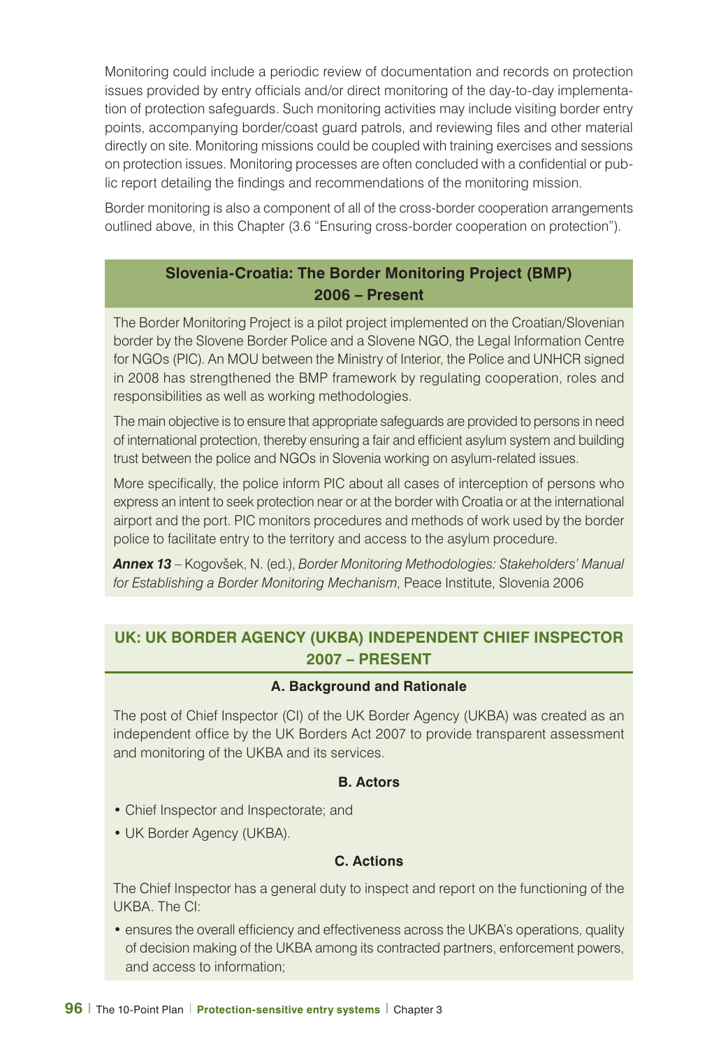Monitoring could include a periodic review of documentation and records on protection issues provided by entry officials and/or direct monitoring of the day-to-day implementation of protection safeguards. Such monitoring activities may include visiting border entry points, accompanying border/coast guard patrols, and reviewing files and other material directly on site. Monitoring missions could be coupled with training exercises and sessions on protection issues. Monitoring processes are often concluded with a confidential or public report detailing the findings and recommendations of the monitoring mission.

Border monitoring is also a component of all of the cross-border cooperation arrangements outlined above, in this Chapter (3.6 "Ensuring cross-border cooperation on protection").

## Slovenia-Croatia: The Border Monitoring Project (BMP) 2006 – Present

The Border Monitoring Project is a pilot project implemented on the Croatian/Slovenian border by the Slovene Border Police and a Slovene NGO, the Legal Information Centre for NGOs (PIC). An MOU between the Ministry of Interior, the Police and UNHCR signed in 2008 has strengthened the BMP framework by regulating cooperation, roles and responsibilities as well as working methodologies.

The main objective is to ensure that appropriate safeguards are provided to persons in need of international protection, thereby ensuring a fair and efficient asylum system and building trust between the police and NGOs in Slovenia working on asylum-related issues.

More specifically, the police inform PIC about all cases of interception of persons who express an intent to seek protection near or at the border with Croatia or at the international airport and the port. PIC monitors procedures and methods of work used by the border police to facilitate entry to the territory and access to the asylum procedure.

***Annex 13*** – Kogovšek, N. (ed.), *Border Monitoring Methodologies: Stakeholders' Manual for Establishing a Border Monitoring Mechanism*, Peace Institute, Slovenia 2006

## UK: UK BORDER AGENCY (UKBA) INDEPENDENT CHIEF INSPECTOR 2007 – PRESENT

### A. Background and Rationale

The post of Chief Inspector (CI) of the UK Border Agency (UKBA) was created as an independent office by the UK Borders Act 2007 to provide transparent assessment and monitoring of the UKBA and its services.

### B. Actors

- Chief Inspector and Inspectorate; and
- UK Border Agency (UKBA).

### C. Actions

The Chief Inspector has a general duty to inspect and report on the functioning of the UKBA. The CI:

- ensures the overall efficiency and effectiveness across the UKBA's operations, quality of decision making of the UKBA among its contracted partners, enforcement powers, and access to information;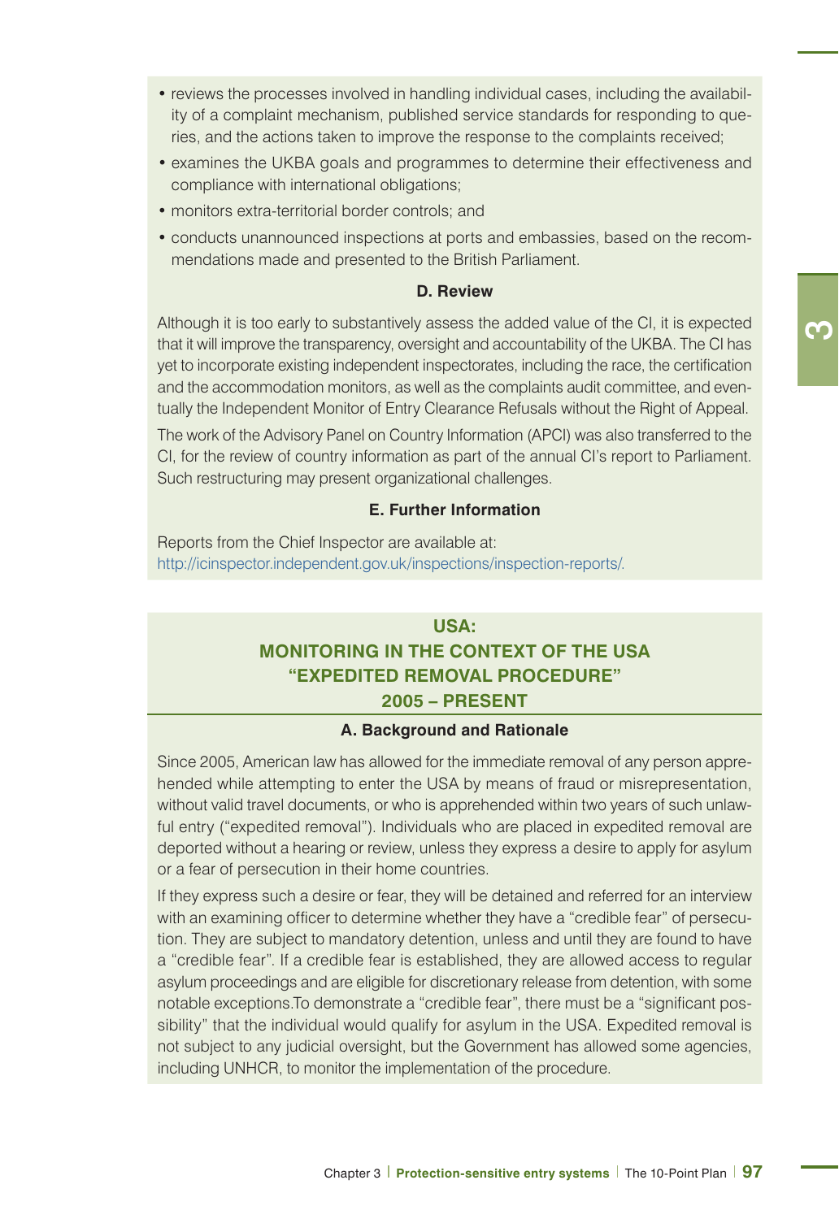- reviews the processes involved in handling individual cases, including the availability of a complaint mechanism, published service standards for responding to queries, and the actions taken to improve the response to the complaints received;
- examines the UKBA goals and programmes to determine their effectiveness and compliance with international obligations;
- monitors extra-territorial border controls; and
- conducts unannounced inspections at ports and embassies, based on the recommendations made and presented to the British Parliament.

#### D. Review

Although it is too early to substantively assess the added value of the CI, it is expected that it will improve the transparency, oversight and accountability of the UKBA. The CI has yet to incorporate existing independent inspectorates, including the race, the certification and the accommodation monitors, as well as the complaints audit committee, and eventually the Independent Monitor of Entry Clearance Refusals without the Right of Appeal.

The work of the Advisory Panel on Country Information (APCI) was also transferred to the CI, for the review of country information as part of the annual CI's report to Parliament. Such restructuring may present organizational challenges.

#### E. Further Information

Reports from the Chief Inspector are available at:
http://icinspector.independent.gov.uk/inspections/inspection-reports/.

### USA:
### MONITORING IN THE CONTEXT OF THE USA "EXPEDITED REMOVAL PROCEDURE"
### 2005 – PRESENT

#### A. Background and Rationale

Since 2005, American law has allowed for the immediate removal of any person apprehended while attempting to enter the USA by means of fraud or misrepresentation, without valid travel documents, or who is apprehended within two years of such unlawful entry ("expedited removal"). Individuals who are placed in expedited removal are deported without a hearing or review, unless they express a desire to apply for asylum or a fear of persecution in their home countries.

If they express such a desire or fear, they will be detained and referred for an interview with an examining officer to determine whether they have a "credible fear" of persecution. They are subject to mandatory detention, unless and until they are found to have a "credible fear". If a credible fear is established, they are allowed access to regular asylum proceedings and are eligible for discretionary release from detention, with some notable exceptions.To demonstrate a "credible fear", there must be a "significant possibility" that the individual would qualify for asylum in the USA. Expedited removal is not subject to any judicial oversight, but the Government has allowed some agencies, including UNHCR, to monitor the implementation of the procedure.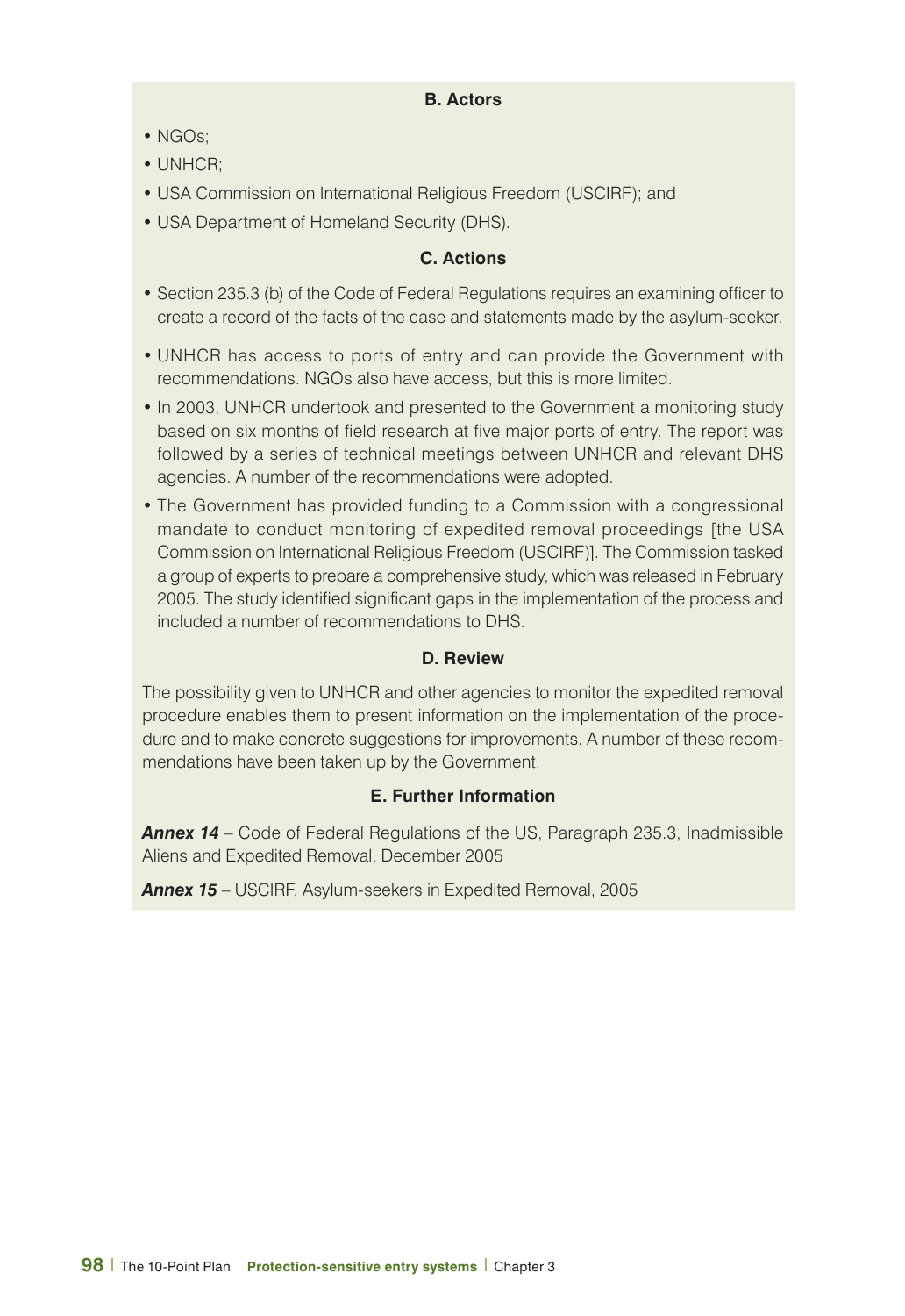### B. Actors

- NGOs;
- UNHCR;
- USA Commission on International Religious Freedom (USCIRF); and
- USA Department of Homeland Security (DHS).

### C. Actions

- Section 235.3 (b) of the Code of Federal Regulations requires an examining officer to create a record of the facts of the case and statements made by the asylum-seeker.
- UNHCR has access to ports of entry and can provide the Government with recommendations. NGOs also have access, but this is more limited.
- In 2003, UNHCR undertook and presented to the Government a monitoring study based on six months of field research at five major ports of entry. The report was followed by a series of technical meetings between UNHCR and relevant DHS agencies. A number of the recommendations were adopted.
- The Government has provided funding to a Commission with a congressional mandate to conduct monitoring of expedited removal proceedings [the USA Commission on International Religious Freedom (USCIRF)]. The Commission tasked a group of experts to prepare a comprehensive study, which was released in February 2005. The study identified significant gaps in the implementation of the process and included a number of recommendations to DHS.

### D. Review

The possibility given to UNHCR and other agencies to monitor the expedited removal procedure enables them to present information on the implementation of the procedure and to make concrete suggestions for improvements. A number of these recommendations have been taken up by the Government.

### E. Further Information

***Annex 14*** – Code of Federal Regulations of the US, Paragraph 235.3, Inadmissible Aliens and Expedited Removal, December 2005

***Annex 15*** – USCIRF, Asylum-seekers in Expedited Removal, 2005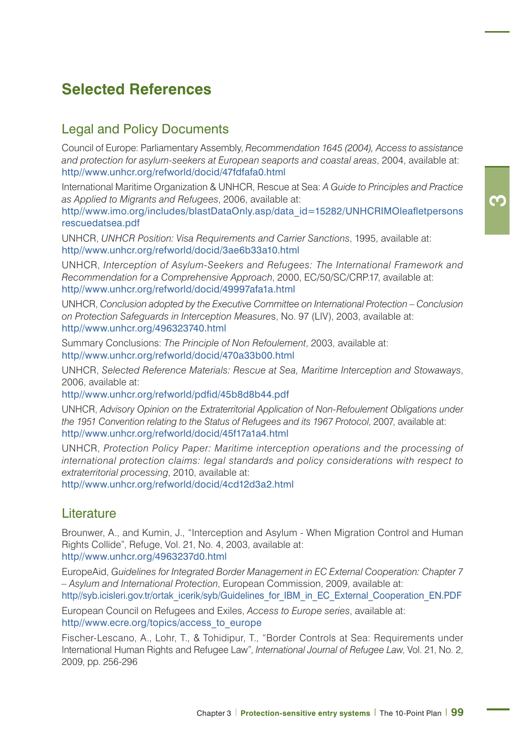## Selected References

### Legal and Policy Documents

Council of Europe: Parliamentary Assembly, *Recommendation 1645 (2004), Access to assistance and protection for asylum-seekers at European seaports and coastal areas*, 2004, available at: http//www.unhcr.org/refworld/docid/47fdfafa0.html

International Maritime Organization & UNHCR, Rescue at Sea: *A Guide to Principles and Practice as Applied to Migrants and Refugees*, 2006, available at: http//www.imo.org/includes/blastDataOnly.asp/data_id=15282/UNHCRIMOleafletpersonsrescuedatsea.pdf

UNHCR, *UNHCR Position: Visa Requirements and Carrier Sanctions*, 1995, available at: http//www.unhcr.org/refworld/docid/3ae6b33a10.html

UNHCR, *Interception of Asylum-Seekers and Refugees: The International Framework and Recommendation for a Comprehensive Approach*, 2000, EC/50/SC/CRP.17, available at: http//www.unhcr.org/refworld/docid/49997afa1a.html

UNHCR, *Conclusion adopted by the Executive Committee on International Protection – Conclusion on Protection Safeguards in Interception Measures*, No. 97 (LIV), 2003, available at: http//www.unhcr.org/496323740.html

Summary Conclusions: *The Principle of Non Refoulement*, 2003, available at: http//www.unhcr.org/refworld/docid/470a33b00.html

UNHCR, *Selected Reference Materials: Rescue at Sea, Maritime Interception and Stowaways*, 2006, available at: http//www.unhcr.org/refworld/pdfid/45b8d8b44.pdf

UNHCR, *Advisory Opinion on the Extraterritorial Application of Non-Refoulement Obligations under the 1951 Convention relating to the Status of Refugees and its 1967 Protocol*, 2007, available at: http//www.unhcr.org/refworld/docid/45f17a1a4.html

UNHCR, *Protection Policy Paper: Maritime interception operations and the processing of international protection claims: legal standards and policy considerations with respect to extraterritorial processing*, 2010, available at: http//www.unhcr.org/refworld/docid/4cd12d3a2.html

### Literature

Brounwer, A., and Kumin, J., "Interception and Asylum - When Migration Control and Human Rights Collide", Refuge, Vol. 21, No. 4, 2003, available at: http//www.unhcr.org/4963237d0.html

EuropeAid, *Guidelines for Integrated Border Management in EC External Cooperation: Chapter 7 – Asylum and International Protection*, European Commission, 2009, available at: http//syb.icisleri.gov.tr/ortak_icerik/syb/Guidelines_for_IBM_in_EC_External_Cooperation_EN.PDF

European Council on Refugees and Exiles, *Access to Europe series*, available at: http//www.ecre.org/topics/access_to_europe

Fischer-Lescano, A., Lohr, T., & Tohidipur, T., "Border Controls at Sea: Requirements under International Human Rights and Refugee Law", *International Journal of Refugee Law*, Vol. 21, No. 2, 2009, pp. 256-296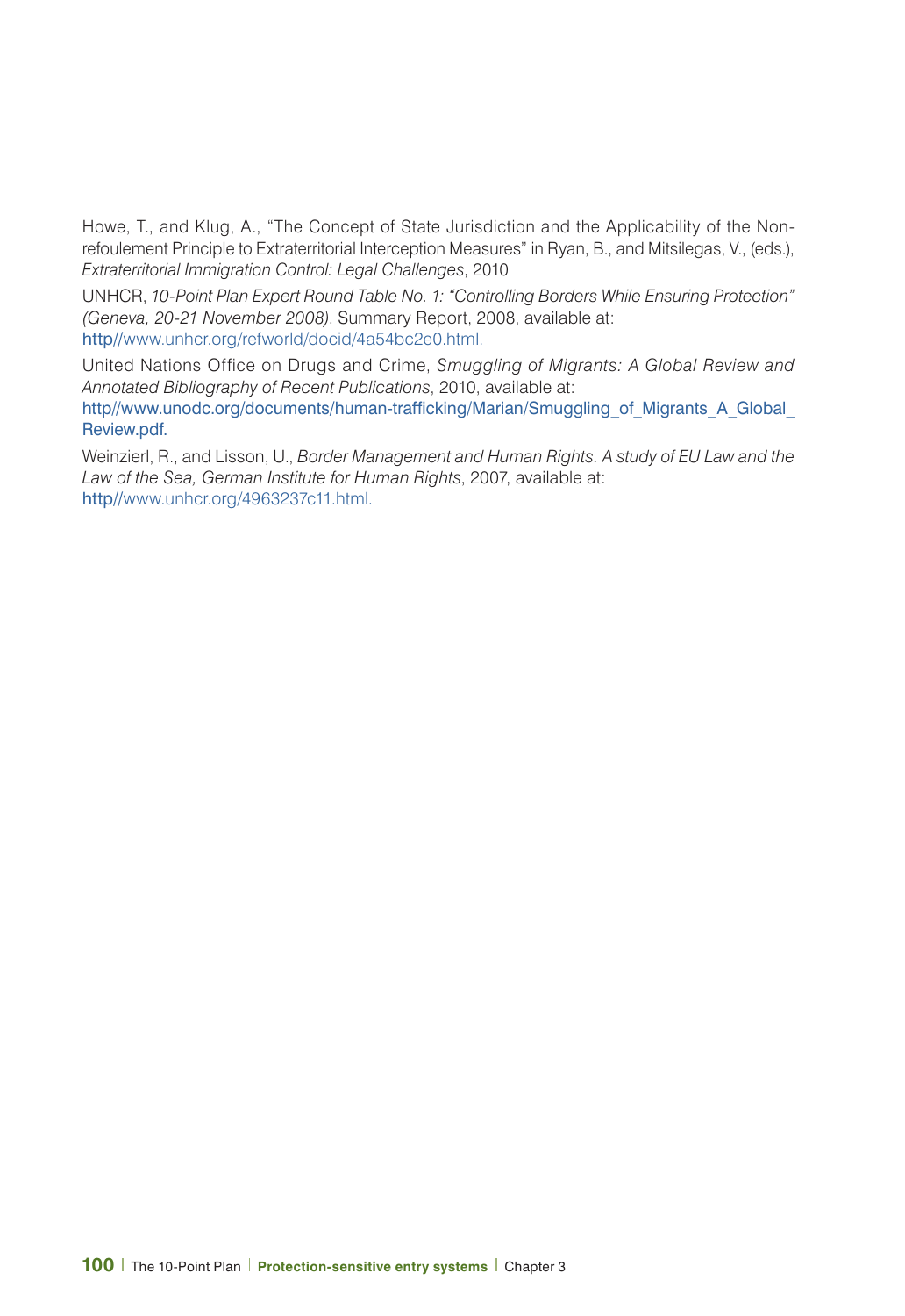Howe, T., and Klug, A., "The Concept of State Jurisdiction and the Applicability of the Non-refoulement Principle to Extraterritorial Interception Measures" in Ryan, B., and Mitsilegas, V., (eds.), *Extraterritorial Immigration Control: Legal Challenges*, 2010

UNHCR, *10-Point Plan Expert Round Table No. 1: "Controlling Borders While Ensuring Protection" (Geneva, 20-21 November 2008)*. Summary Report, 2008, available at: http//www.unhcr.org/refworld/docid/4a54bc2e0.html.

United Nations Office on Drugs and Crime, *Smuggling of Migrants: A Global Review and Annotated Bibliography of Recent Publications*, 2010, available at: http//www.unodc.org/documents/human-trafficking/Marian/Smuggling_of_Migrants_A_Global_Review.pdf.

Weinzierl, R., and Lisson, U., *Border Management and Human Rights. A study of EU Law and the Law of the Sea, German Institute for Human Rights*, 2007, available at: http//www.unhcr.org/4963237c11.html.